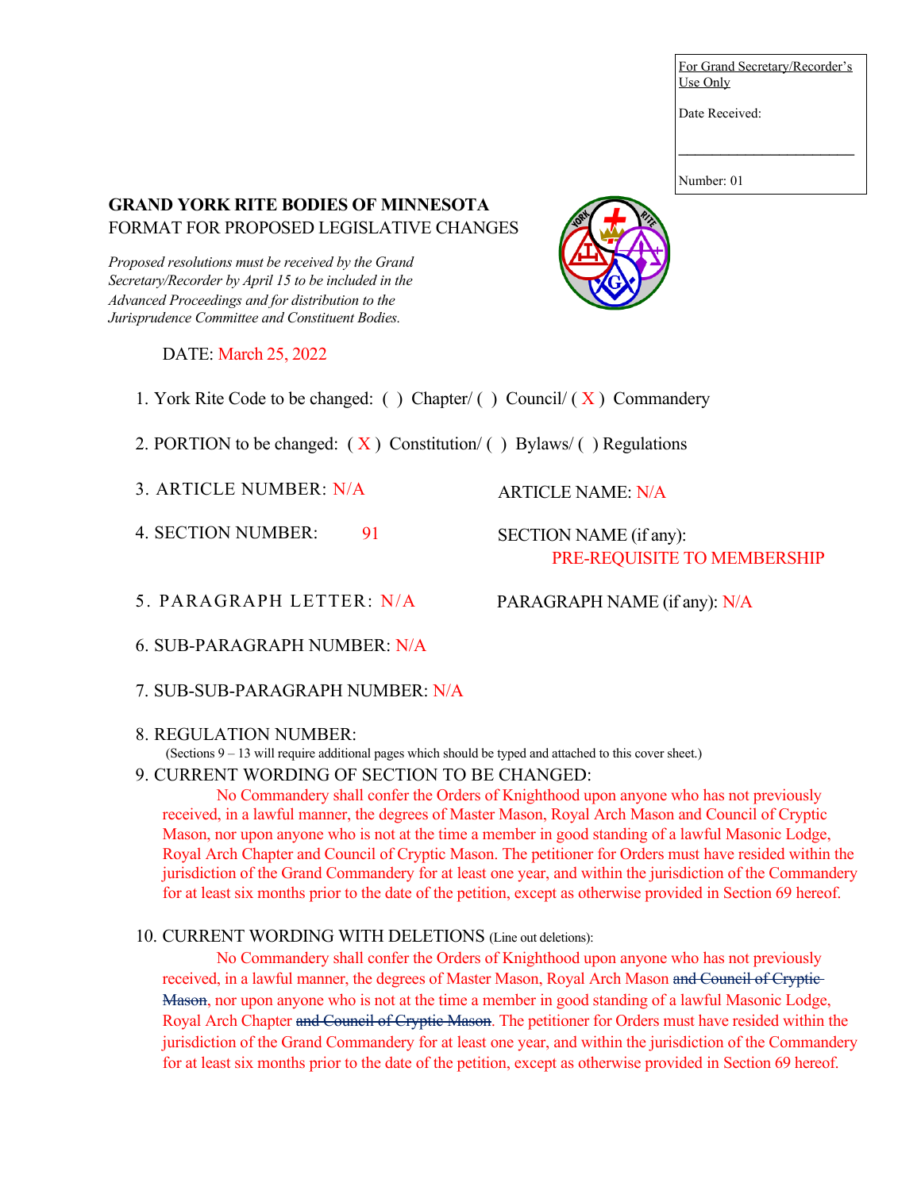For Grand Secretary/Recorder's Use Only

Date Received:

\_\_\_\_\_\_\_\_\_\_\_\_\_\_\_\_\_\_\_\_\_\_\_\_

Number: 01

**GRAND YORK RITE BODIES OF MINNESOTA**
FORMAT FOR PROPOSED LEGISLATIVE CHANGES

*Proposed resolutions must be received by the Grand Secretary/Recorder by April 15 to be included in the Advanced Proceedings and for distribution to the Jurisprudence Committee and Constituent Bodies.*

DATE: March 25, 2022

1. York Rite Code to be changed: ( ) Chapter/ ( ) Council/ ( X ) Commandery
2. PORTION to be changed: ( X ) Constitution/ ( ) Bylaws/ ( ) Regulations
3. ARTICLE NUMBER: N/A — ARTICLE NAME: N/A
4. SECTION NUMBER: 91 — SECTION NAME (if any): PRE-REQUISITE TO MEMBERSHIP
5. PARAGRAPH LETTER: N/A — PARAGRAPH NAME (if any): N/A
6. SUB-PARAGRAPH NUMBER: N/A
7. SUB-SUB-PARAGRAPH NUMBER: N/A
8. REGULATION NUMBER:
   (Sections 9 – 13 will require additional pages which should be typed and attached to this cover sheet.)
9. CURRENT WORDING OF SECTION TO BE CHANGED:

   No Commandery shall confer the Orders of Knighthood upon anyone who has not previously received, in a lawful manner, the degrees of Master Mason, Royal Arch Mason and Council of Cryptic Mason, nor upon anyone who is not at the time a member in good standing of a lawful Masonic Lodge, Royal Arch Chapter and Council of Cryptic Mason. The petitioner for Orders must have resided within the jurisdiction of the Grand Commandery for at least one year, and within the jurisdiction of the Commandery for at least six months prior to the date of the petition, except as otherwise provided in Section 69 hereof.

10. CURRENT WORDING WITH DELETIONS (Line out deletions):

    No Commandery shall confer the Orders of Knighthood upon anyone who has not previously received, in a lawful manner, the degrees of Master Mason, Royal Arch Mason ~~and Council of Cryptic Mason~~, nor upon anyone who is not at the time a member in good standing of a lawful Masonic Lodge, Royal Arch Chapter ~~and Council of Cryptic Mason~~. The petitioner for Orders must have resided within the jurisdiction of the Grand Commandery for at least one year, and within the jurisdiction of the Commandery for at least six months prior to the date of the petition, except as otherwise provided in Section 69 hereof.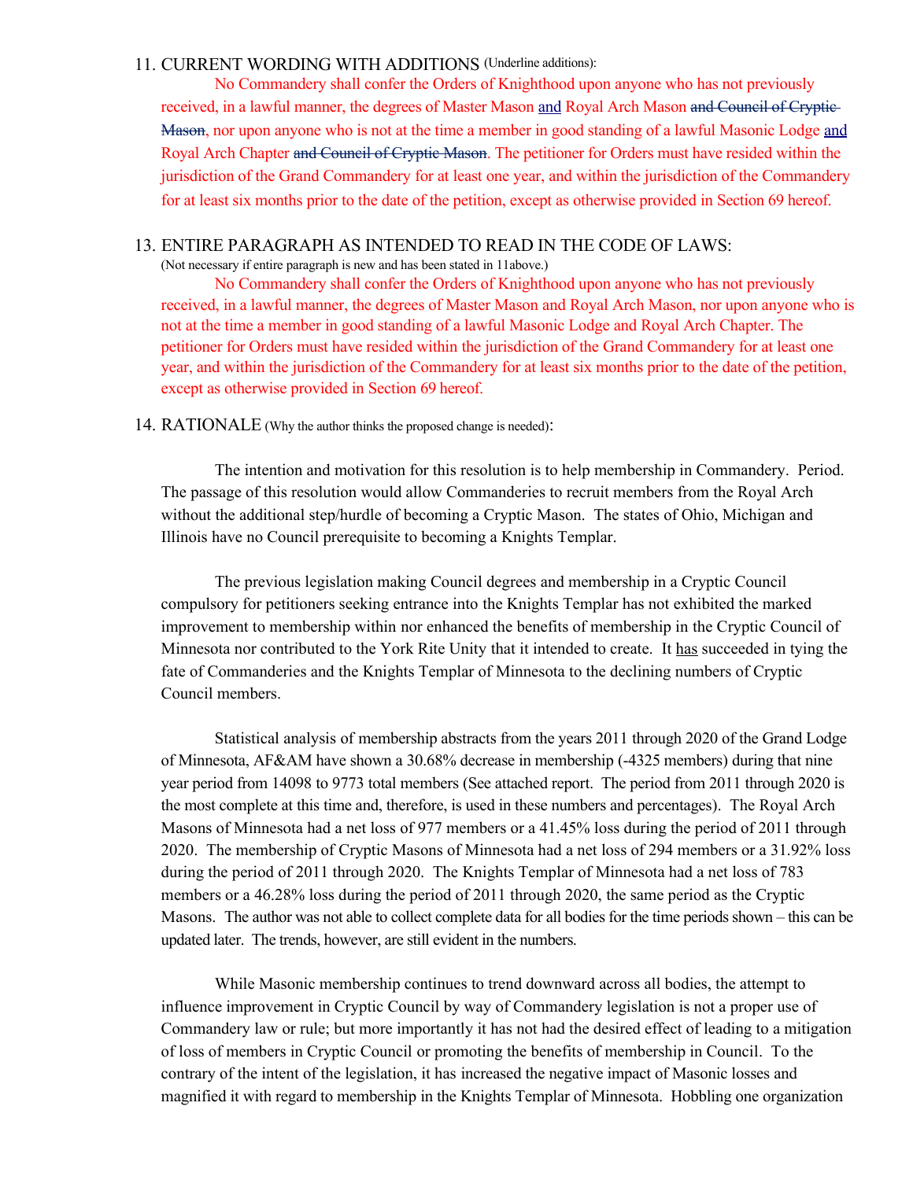11. CURRENT WORDING WITH ADDITIONS (Underline additions):

No Commandery shall confer the Orders of Knighthood upon anyone who has not previously received, in a lawful manner, the degrees of Master Mason <u>and</u> Royal Arch Mason ~~and Council of Cryptic Mason~~, nor upon anyone who is not at the time a member in good standing of a lawful Masonic Lodge <u>and</u> Royal Arch Chapter ~~and Council of Cryptic Mason~~. The petitioner for Orders must have resided within the jurisdiction of the Grand Commandery for at least one year, and within the jurisdiction of the Commandery for at least six months prior to the date of the petition, except as otherwise provided in Section 69 hereof.

13. ENTIRE PARAGRAPH AS INTENDED TO READ IN THE CODE OF LAWS:
(Not necessary if entire paragraph is new and has been stated in 11above.)

No Commandery shall confer the Orders of Knighthood upon anyone who has not previously received, in a lawful manner, the degrees of Master Mason and Royal Arch Mason, nor upon anyone who is not at the time a member in good standing of a lawful Masonic Lodge and Royal Arch Chapter. The petitioner for Orders must have resided within the jurisdiction of the Grand Commandery for at least one year, and within the jurisdiction of the Commandery for at least six months prior to the date of the petition, except as otherwise provided in Section 69 hereof.

14. RATIONALE (Why the author thinks the proposed change is needed):

The intention and motivation for this resolution is to help membership in Commandery. Period. The passage of this resolution would allow Commanderies to recruit members from the Royal Arch without the additional step/hurdle of becoming a Cryptic Mason. The states of Ohio, Michigan and Illinois have no Council prerequisite to becoming a Knights Templar.

The previous legislation making Council degrees and membership in a Cryptic Council compulsory for petitioners seeking entrance into the Knights Templar has not exhibited the marked improvement to membership within nor enhanced the benefits of membership in the Cryptic Council of Minnesota nor contributed to the York Rite Unity that it intended to create. It <u>has</u> succeeded in tying the fate of Commanderies and the Knights Templar of Minnesota to the declining numbers of Cryptic Council members.

Statistical analysis of membership abstracts from the years 2011 through 2020 of the Grand Lodge of Minnesota, AF&AM have shown a 30.68% decrease in membership (-4325 members) during that nine year period from 14098 to 9773 total members (See attached report. The period from 2011 through 2020 is the most complete at this time and, therefore, is used in these numbers and percentages). The Royal Arch Masons of Minnesota had a net loss of 977 members or a 41.45% loss during the period of 2011 through 2020. The membership of Cryptic Masons of Minnesota had a net loss of 294 members or a 31.92% loss during the period of 2011 through 2020. The Knights Templar of Minnesota had a net loss of 783 members or a 46.28% loss during the period of 2011 through 2020, the same period as the Cryptic Masons. The author was not able to collect complete data for all bodies for the time periods shown – this can be updated later. The trends, however, are still evident in the numbers.

While Masonic membership continues to trend downward across all bodies, the attempt to influence improvement in Cryptic Council by way of Commandery legislation is not a proper use of Commandery law or rule; but more importantly it has not had the desired effect of leading to a mitigation of loss of members in Cryptic Council or promoting the benefits of membership in Council. To the contrary of the intent of the legislation, it has increased the negative impact of Masonic losses and magnified it with regard to membership in the Knights Templar of Minnesota. Hobbling one organization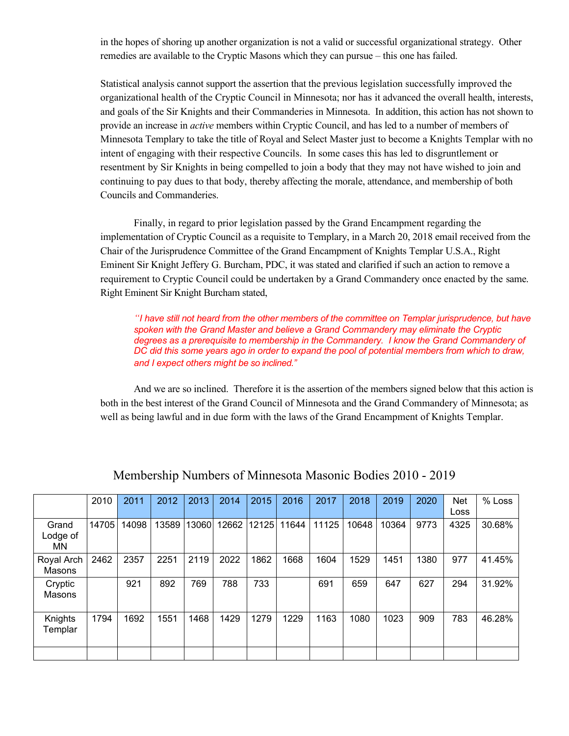in the hopes of shoring up another organization is not a valid or successful organizational strategy. Other remedies are available to the Cryptic Masons which they can pursue – this one has failed.

Statistical analysis cannot support the assertion that the previous legislation successfully improved the organizational health of the Cryptic Council in Minnesota; nor has it advanced the overall health, interests, and goals of the Sir Knights and their Commanderies in Minnesota. In addition, this action has not shown to provide an increase in *active* members within Cryptic Council, and has led to a number of members of Minnesota Templary to take the title of Royal and Select Master just to become a Knights Templar with no intent of engaging with their respective Councils. In some cases this has led to disgruntlement or resentment by Sir Knights in being compelled to join a body that they may not have wished to join and continuing to pay dues to that body, thereby affecting the morale, attendance, and membership of both Councils and Commanderies.

Finally, in regard to prior legislation passed by the Grand Encampment regarding the implementation of Cryptic Council as a requisite to Templary, in a March 20, 2018 email received from the Chair of the Jurisprudence Committee of the Grand Encampment of Knights Templar U.S.A., Right Eminent Sir Knight Jeffery G. Burcham, PDC, it was stated and clarified if such an action to remove a requirement to Cryptic Council could be undertaken by a Grand Commandery once enacted by the same. Right Eminent Sir Knight Burcham stated,

> *"I have still not heard from the other members of the committee on Templar jurisprudence, but have spoken with the Grand Master and believe a Grand Commandery may eliminate the Cryptic degrees as a prerequisite to membership in the Commandery. I know the Grand Commandery of DC did this some years ago in order to expand the pool of potential members from which to draw, and I expect others might be so inclined."*

And we are so inclined. Therefore it is the assertion of the members signed below that this action is both in the best interest of the Grand Council of Minnesota and the Grand Commandery of Minnesota; as well as being lawful and in due form with the laws of the Grand Encampment of Knights Templar.

## Membership Numbers of Minnesota Masonic Bodies 2010 - 2019

| | 2010 | 2011 | 2012 | 2013 | 2014 | 2015 | 2016 | 2017 | 2018 | 2019 | 2020 | Net Loss | % Loss |
|---|---|---|---|---|---|---|---|---|---|---|---|---|---|
| Grand Lodge of MN | 14705 | 14098 | 13589 | 13060 | 12662 | 12125 | 11644 | 11125 | 10648 | 10364 | 9773 | 4325 | 30.68% |
| Royal Arch Masons | 2462 | 2357 | 2251 | 2119 | 2022 | 1862 | 1668 | 1604 | 1529 | 1451 | 1380 | 977 | 41.45% |
| Cryptic Masons | | 921 | 892 | 769 | 788 | 733 | | 691 | 659 | 647 | 627 | 294 | 31.92% |
| Knights Templar | 1794 | 1692 | 1551 | 1468 | 1429 | 1279 | 1229 | 1163 | 1080 | 1023 | 909 | 783 | 46.28% |
| | | | | | | | | | | | | | |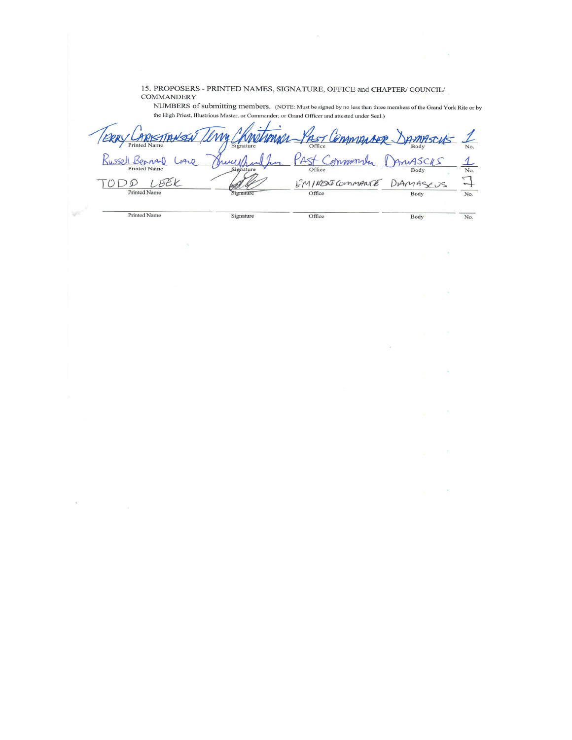15. PROPOSERS - PRINTED NAMES, SIGNATURE, OFFICE and CHAPTER/ COUNCIL/ COMMANDERY NUMBERS of submitting members. (NOTE: Must be signed by no less than three members of the Grand York Rite or by the High Priest, Illustrious Master, or Commander; or Grand Officer and attested under Seal.)

| Printed Name | Signature | Office | Body | No. |
|---|---|---|---|---|
| TERRY CHRISTIANSEN | Terry Christiansen | PAST COMMANDER | DAMASCUS | 1 |
| Russell Bernard Lane | (signature) | PAST Commander | DAMASCUS | 1 |
| TODD LEEK | (signature) | EMINENT COMMANDER | DAMASCUS | 1 |
| | | | | |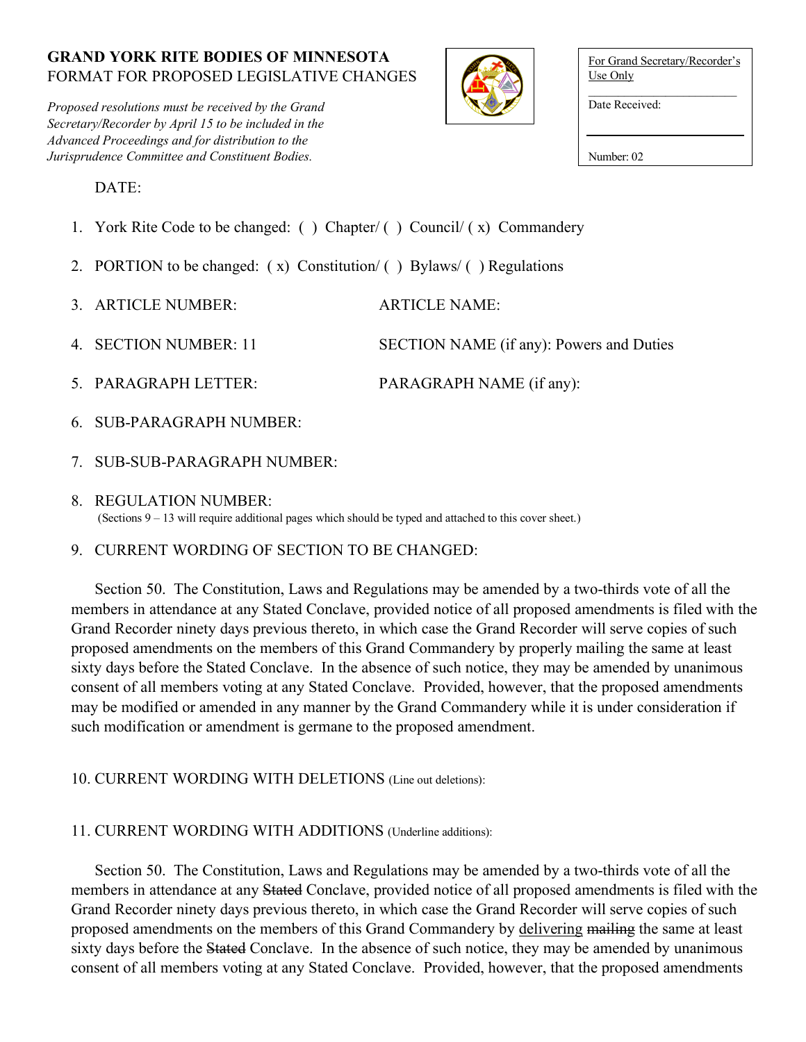**GRAND YORK RITE BODIES OF MINNESOTA**
FORMAT FOR PROPOSED LEGISLATIVE CHANGES

*Proposed resolutions must be received by the Grand Secretary/Recorder by April 15 to be included in the Advanced Proceedings and for distribution to the Jurisprudence Committee and Constituent Bodies.*

For Grand Secretary/Recorder's Use Only

Date Received:

Number: 02

DATE:

1. York Rite Code to be changed: ( ) Chapter/ ( ) Council/ ( x) Commandery
2. PORTION to be changed: ( x) Constitution/ ( ) Bylaws/ ( ) Regulations
3. ARTICLE NUMBER: ARTICLE NAME:
4. SECTION NUMBER: 11 SECTION NAME (if any): Powers and Duties
5. PARAGRAPH LETTER: PARAGRAPH NAME (if any):
6. SUB-PARAGRAPH NUMBER:
7. SUB-SUB-PARAGRAPH NUMBER:
8. REGULATION NUMBER:
   (Sections 9 – 13 will require additional pages which should be typed and attached to this cover sheet.)
9. CURRENT WORDING OF SECTION TO BE CHANGED:

Section 50. The Constitution, Laws and Regulations may be amended by a two-thirds vote of all the members in attendance at any Stated Conclave, provided notice of all proposed amendments is filed with the Grand Recorder ninety days previous thereto, in which case the Grand Recorder will serve copies of such proposed amendments on the members of this Grand Commandery by properly mailing the same at least sixty days before the Stated Conclave. In the absence of such notice, they may be amended by unanimous consent of all members voting at any Stated Conclave. Provided, however, that the proposed amendments may be modified or amended in any manner by the Grand Commandery while it is under consideration if such modification or amendment is germane to the proposed amendment.

10. CURRENT WORDING WITH DELETIONS (Line out deletions):

11. CURRENT WORDING WITH ADDITIONS (Underline additions):

Section 50. The Constitution, Laws and Regulations may be amended by a two-thirds vote of all the members in attendance at any ~~Stated~~ Conclave, provided notice of all proposed amendments is filed with the Grand Recorder ninety days previous thereto, in which case the Grand Recorder will serve copies of such proposed amendments on the members of this Grand Commandery by <u>delivering</u> ~~mailing~~ the same at least sixty days before the ~~Stated~~ Conclave. In the absence of such notice, they may be amended by unanimous consent of all members voting at any Stated Conclave. Provided, however, that the proposed amendments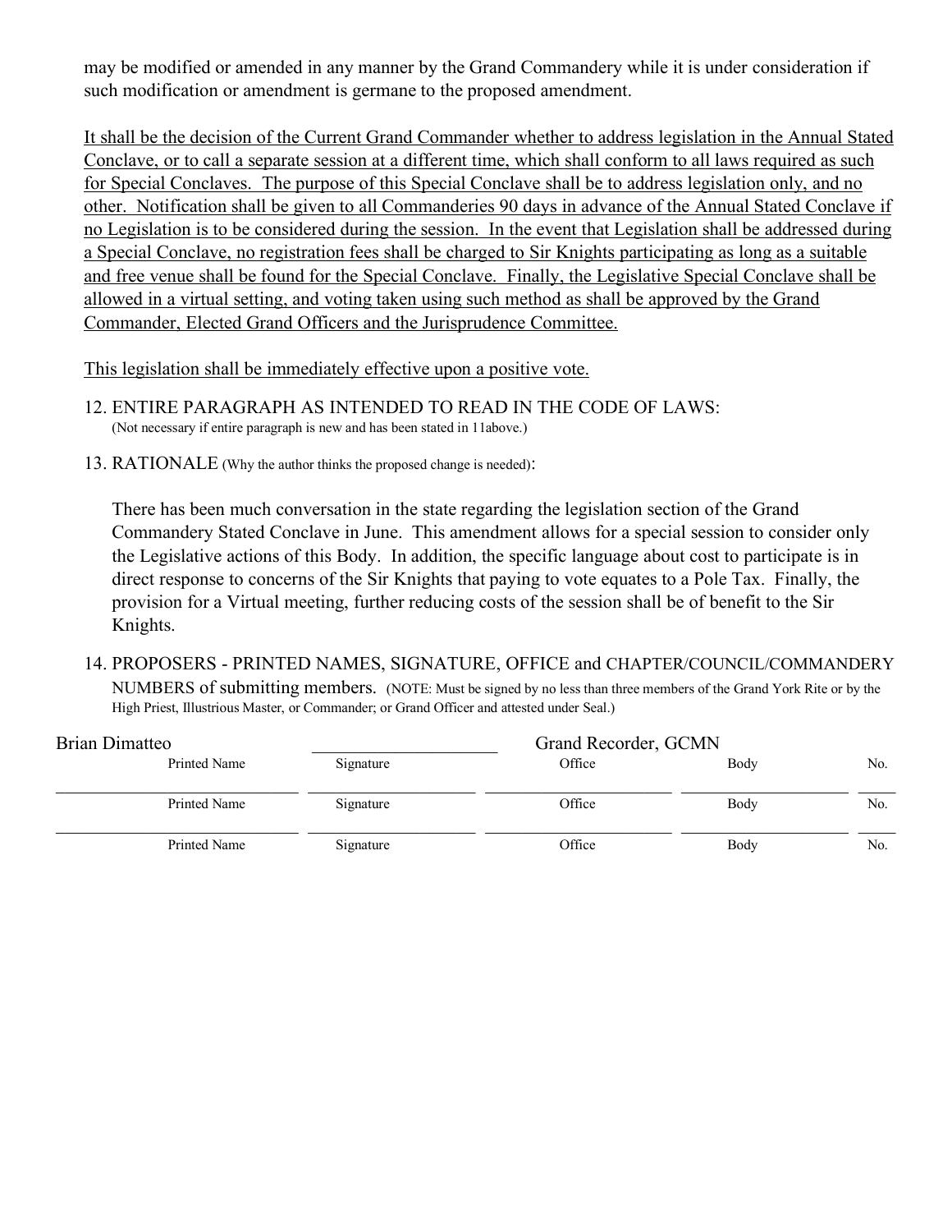may be modified or amended in any manner by the Grand Commandery while it is under consideration if such modification or amendment is germane to the proposed amendment.

<u>It shall be the decision of the Current Grand Commander whether to address legislation in the Annual Stated Conclave, or to call a separate session at a different time, which shall conform to all laws required as such for Special Conclaves. The purpose of this Special Conclave shall be to address legislation only, and no other. Notification shall be given to all Commanderies 90 days in advance of the Annual Stated Conclave if no Legislation is to be considered during the session. In the event that Legislation shall be addressed during a Special Conclave, no registration fees shall be charged to Sir Knights participating as long as a suitable and free venue shall be found for the Special Conclave. Finally, the Legislative Special Conclave shall be allowed in a virtual setting, and voting taken using such method as shall be approved by the Grand Commander, Elected Grand Officers and the Jurisprudence Committee.</u>

<u>This legislation shall be immediately effective upon a positive vote.</u>

12. ENTIRE PARAGRAPH AS INTENDED TO READ IN THE CODE OF LAWS:
(Not necessary if entire paragraph is new and has been stated in 11above.)

13. RATIONALE (Why the author thinks the proposed change is needed):

There has been much conversation in the state regarding the legislation section of the Grand Commandery Stated Conclave in June. This amendment allows for a special session to consider only the Legislative actions of this Body. In addition, the specific language about cost to participate is in direct response to concerns of the Sir Knights that paying to vote equates to a Pole Tax. Finally, the provision for a Virtual meeting, further reducing costs of the session shall be of benefit to the Sir Knights.

14. PROPOSERS - PRINTED NAMES, SIGNATURE, OFFICE and CHAPTER/COUNCIL/COMMANDERY NUMBERS of submitting members. (NOTE: Must be signed by no less than three members of the Grand York Rite or by the High Priest, Illustrious Master, or Commander; or Grand Officer and attested under Seal.)

| Printed Name | Signature | Office | Body | No. |
|---|---|---|---|---|
| Brian Dimatteo | | Grand Recorder, GCMN | | |
| | | | | |
| | | | | |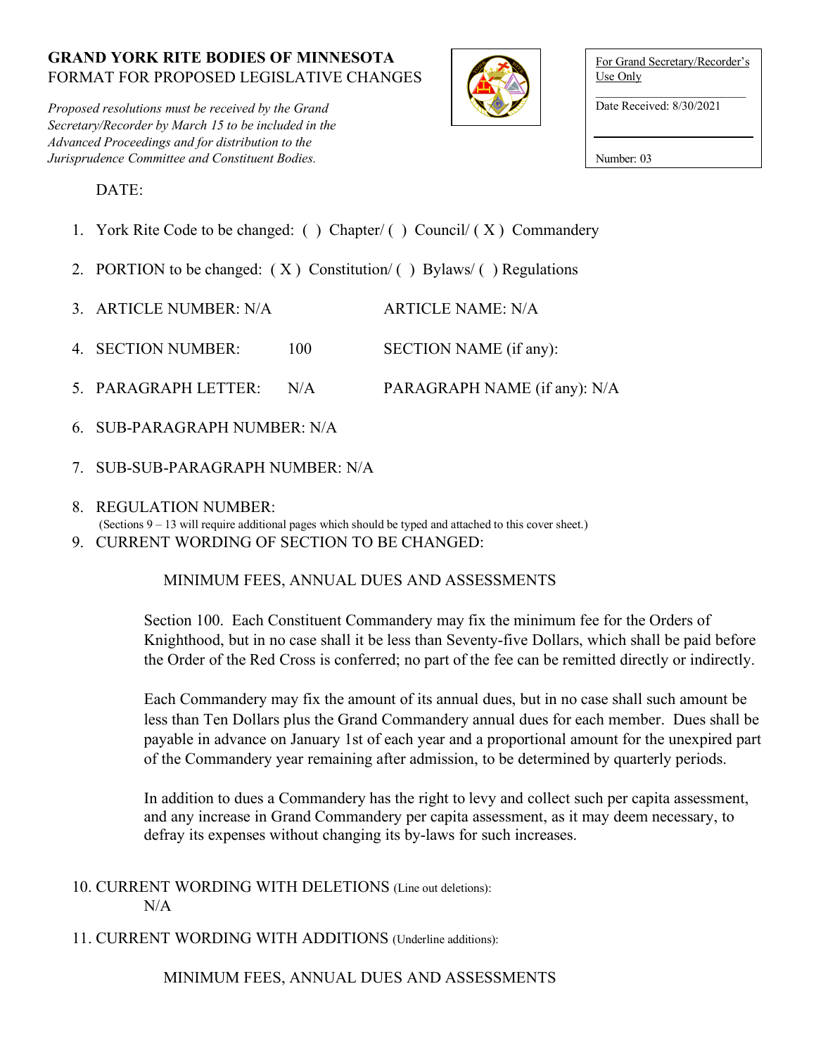**GRAND YORK RITE BODIES OF MINNESOTA**
FORMAT FOR PROPOSED LEGISLATIVE CHANGES

*Proposed resolutions must be received by the Grand Secretary/Recorder by March 15 to be included in the Advanced Proceedings and for distribution to the Jurisprudence Committee and Constituent Bodies.*

For Grand Secretary/Recorder's Use Only

Date Received: 8/30/2021

Number: 03

DATE:

1. York Rite Code to be changed: ( ) Chapter/ ( ) Council/ ( X ) Commandery
2. PORTION to be changed: ( X ) Constitution/ ( ) Bylaws/ ( ) Regulations
3. ARTICLE NUMBER: N/A ARTICLE NAME: N/A
4. SECTION NUMBER: 100 SECTION NAME (if any):
5. PARAGRAPH LETTER: N/A PARAGRAPH NAME (if any): N/A
6. SUB-PARAGRAPH NUMBER: N/A
7. SUB-SUB-PARAGRAPH NUMBER: N/A
8. REGULATION NUMBER:
   (Sections 9 – 13 will require additional pages which should be typed and attached to this cover sheet.)
9. CURRENT WORDING OF SECTION TO BE CHANGED:

MINIMUM FEES, ANNUAL DUES AND ASSESSMENTS

Section 100. Each Constituent Commandery may fix the minimum fee for the Orders of Knighthood, but in no case shall it be less than Seventy-five Dollars, which shall be paid before the Order of the Red Cross is conferred; no part of the fee can be remitted directly or indirectly.

Each Commandery may fix the amount of its annual dues, but in no case shall such amount be less than Ten Dollars plus the Grand Commandery annual dues for each member. Dues shall be payable in advance on January 1st of each year and a proportional amount for the unexpired part of the Commandery year remaining after admission, to be determined by quarterly periods.

In addition to dues a Commandery has the right to levy and collect such per capita assessment, and any increase in Grand Commandery per capita assessment, as it may deem necessary, to defray its expenses without changing its by-laws for such increases.

10. CURRENT WORDING WITH DELETIONS (Line out deletions):
    N/A
11. CURRENT WORDING WITH ADDITIONS (Underline additions):

MINIMUM FEES, ANNUAL DUES AND ASSESSMENTS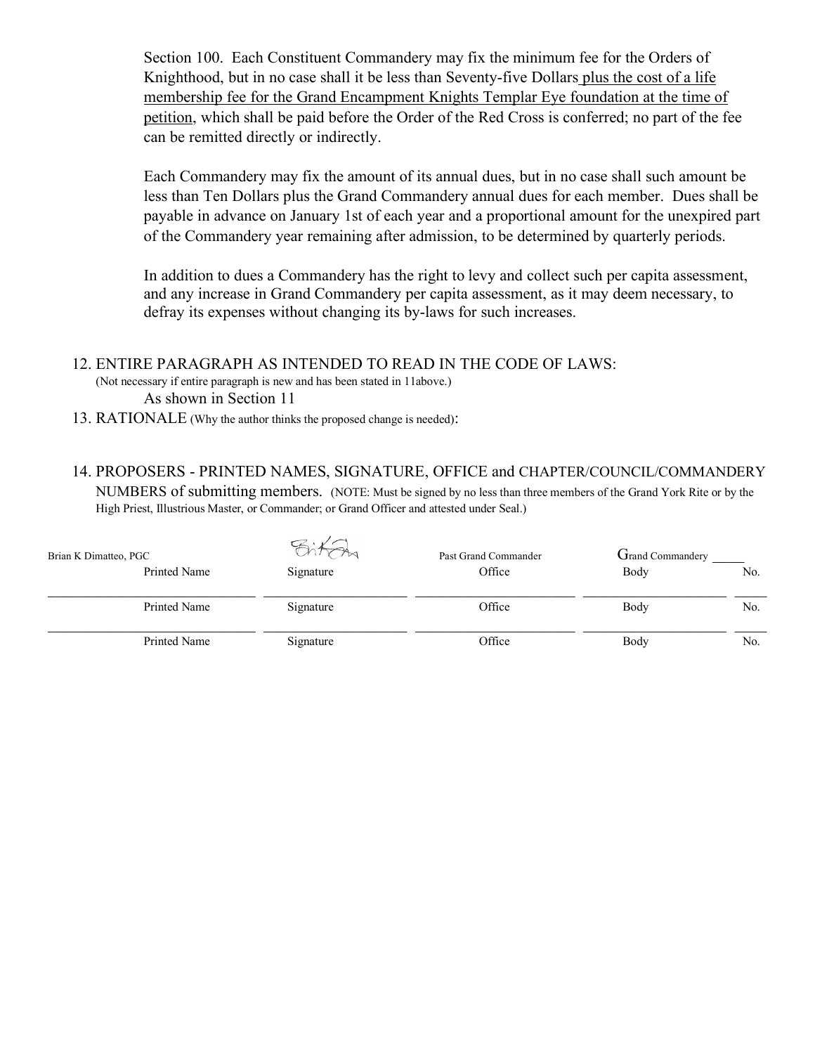Section 100. Each Constituent Commandery may fix the minimum fee for the Orders of Knighthood, but in no case shall it be less than Seventy-five Dollars <u>plus the cost of a life membership fee for the Grand Encampment Knights Templar Eye foundation at the time of petition</u>, which shall be paid before the Order of the Red Cross is conferred; no part of the fee can be remitted directly or indirectly.

Each Commandery may fix the amount of its annual dues, but in no case shall such amount be less than Ten Dollars plus the Grand Commandery annual dues for each member. Dues shall be payable in advance on January 1st of each year and a proportional amount for the unexpired part of the Commandery year remaining after admission, to be determined by quarterly periods.

In addition to dues a Commandery has the right to levy and collect such per capita assessment, and any increase in Grand Commandery per capita assessment, as it may deem necessary, to defray its expenses without changing its by-laws for such increases.

12. ENTIRE PARAGRAPH AS INTENDED TO READ IN THE CODE OF LAWS:
(Not necessary if entire paragraph is new and has been stated in 11above.)
As shown in Section 11

13. RATIONALE (Why the author thinks the proposed change is needed):

14. PROPOSERS - PRINTED NAMES, SIGNATURE, OFFICE and CHAPTER/COUNCIL/COMMANDERY NUMBERS of submitting members. (NOTE: Must be signed by no less than three members of the Grand York Rite or by the High Priest, Illustrious Master, or Commander; or Grand Officer and attested under Seal.)

| Printed Name | Signature | Office | Body | No. |
|---|---|---|---|---|
| Brian K Dimatteo, PGC | [signature] | Past Grand Commander | Grand Commandery | |
| | | | | |
| | | | | |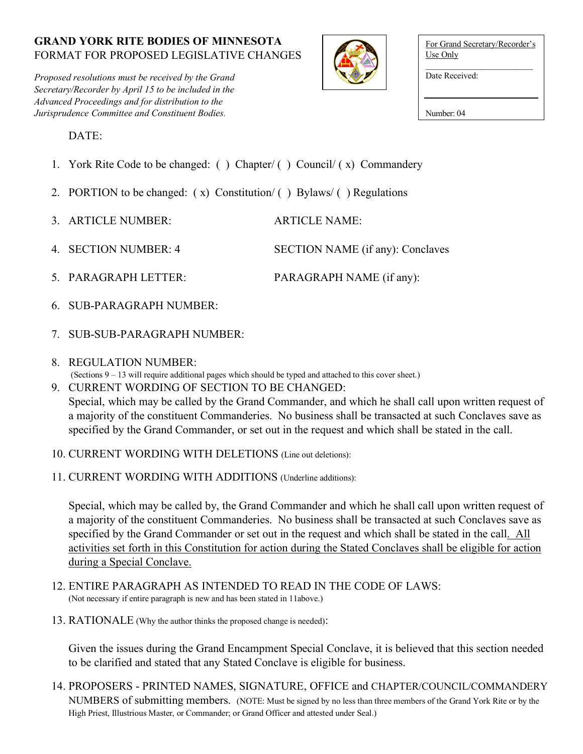**GRAND YORK RITE BODIES OF MINNESOTA**
FORMAT FOR PROPOSED LEGISLATIVE CHANGES

*Proposed resolutions must be received by the Grand Secretary/Recorder by April 15 to be included in the Advanced Proceedings and for distribution to the Jurisprudence Committee and Constituent Bodies.*

| For Grand Secretary/Recorder's Use Only |
|---|
| Date Received: |
| Number: 04 |

DATE:

1. York Rite Code to be changed: ( ) Chapter/ ( ) Council/ ( x) Commandery
2. PORTION to be changed: ( x) Constitution/ ( ) Bylaws/ ( ) Regulations
3. ARTICLE NUMBER: ARTICLE NAME:
4. SECTION NUMBER: 4 SECTION NAME (if any): Conclaves
5. PARAGRAPH LETTER: PARAGRAPH NAME (if any):
6. SUB-PARAGRAPH NUMBER:
7. SUB-SUB-PARAGRAPH NUMBER:
8. REGULATION NUMBER:
   (Sections 9 – 13 will require additional pages which should be typed and attached to this cover sheet.)
9. CURRENT WORDING OF SECTION TO BE CHANGED:
   Special, which may be called by the Grand Commander, and which he shall call upon written request of a majority of the constituent Commanderies. No business shall be transacted at such Conclaves save as specified by the Grand Commander, or set out in the request and which shall be stated in the call.
10. CURRENT WORDING WITH DELETIONS (Line out deletions):
11. CURRENT WORDING WITH ADDITIONS (Underline additions):

    Special, which may be called by, the Grand Commander and which he shall call upon written request of a majority of the constituent Commanderies. No business shall be transacted at such Conclaves save as specified by the Grand Commander or set out in the request and which shall be stated in the call<u>. All activities set forth in this Constitution for action during the Stated Conclaves shall be eligible for action during a Special Conclave.</u>

12. ENTIRE PARAGRAPH AS INTENDED TO READ IN THE CODE OF LAWS:
    (Not necessary if entire paragraph is new and has been stated in 11above.)
13. RATIONALE (Why the author thinks the proposed change is needed):

    Given the issues during the Grand Encampment Special Conclave, it is believed that this section needed to be clarified and stated that any Stated Conclave is eligible for business.

14. PROPOSERS - PRINTED NAMES, SIGNATURE, OFFICE and CHAPTER/COUNCIL/COMMANDERY NUMBERS of submitting members. (NOTE: Must be signed by no less than three members of the Grand York Rite or by the High Priest, Illustrious Master, or Commander; or Grand Officer and attested under Seal.)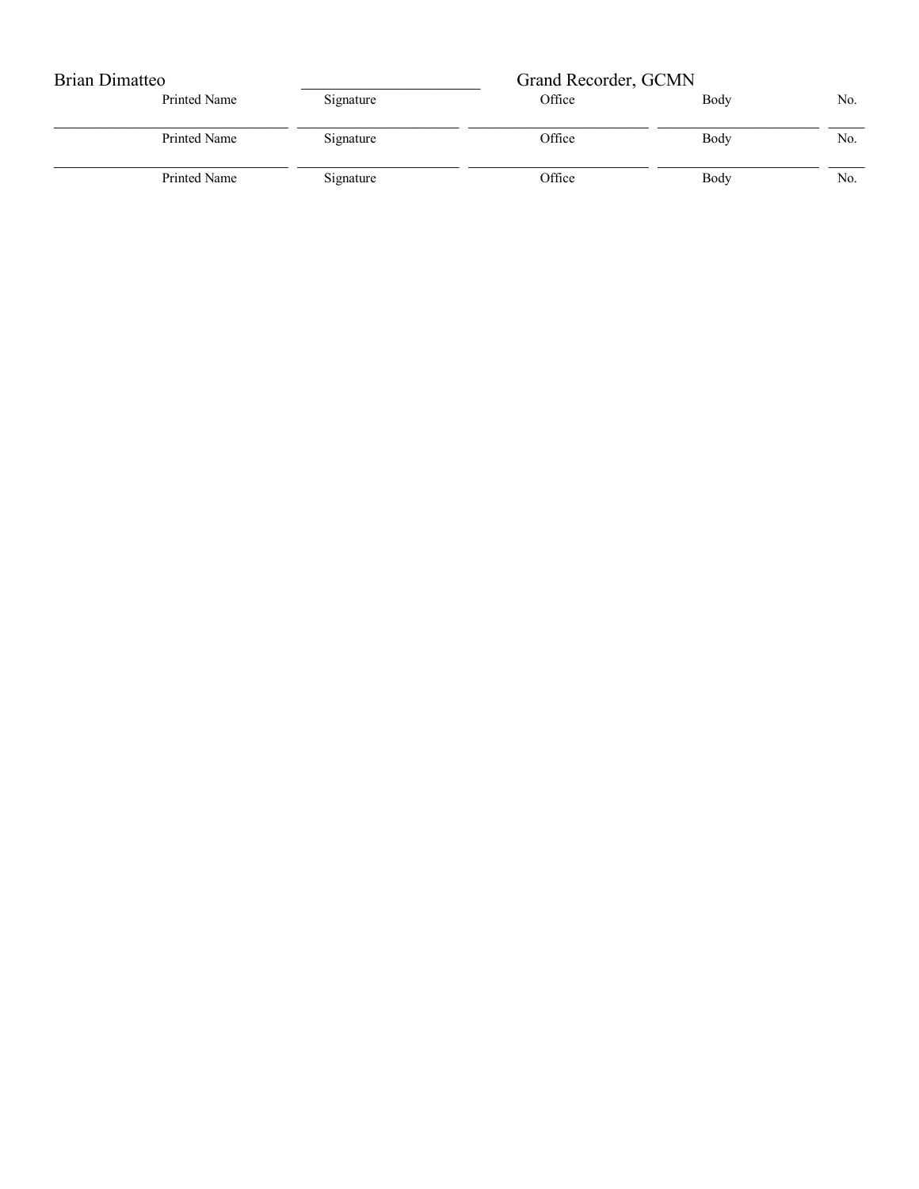| Printed Name | Signature | Office | Body | No. |
|---|---|---|---|---|
| Brian Dimatteo | | Grand Recorder, GCMN | | |
| | | | | |
| | | | | |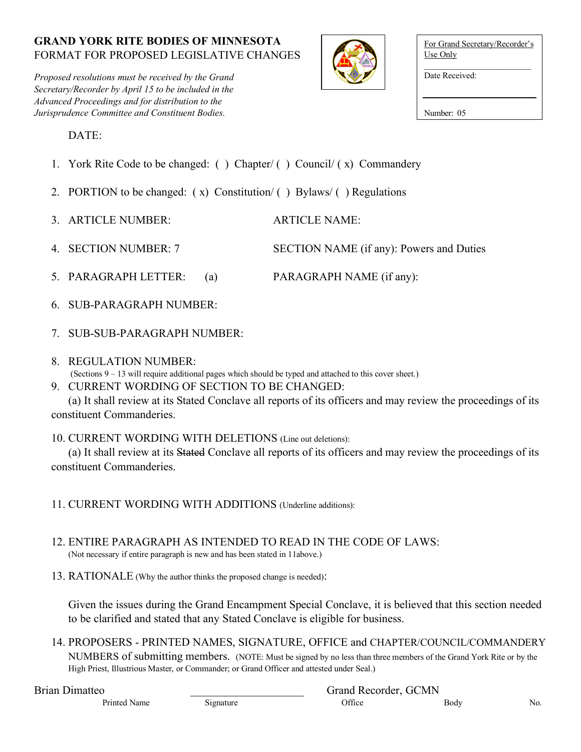**GRAND YORK RITE BODIES OF MINNESOTA**
FORMAT FOR PROPOSED LEGISLATIVE CHANGES

*Proposed resolutions must be received by the Grand Secretary/Recorder by April 15 to be included in the Advanced Proceedings and for distribution to the Jurisprudence Committee and Constituent Bodies.*

| For Grand Secretary/Recorder's Use Only |
|---|
| Date Received: |
| Number: 05 |

DATE:

1. York Rite Code to be changed: ( ) Chapter/ ( ) Council/ ( x) Commandery
2. PORTION to be changed: ( x) Constitution/ ( ) Bylaws/ ( ) Regulations
3. ARTICLE NUMBER: ARTICLE NAME:
4. SECTION NUMBER: 7 SECTION NAME (if any): Powers and Duties
5. PARAGRAPH LETTER: (a) PARAGRAPH NAME (if any):
6. SUB-PARAGRAPH NUMBER:
7. SUB-SUB-PARAGRAPH NUMBER:
8. REGULATION NUMBER:
   (Sections 9 – 13 will require additional pages which should be typed and attached to this cover sheet.)
9. CURRENT WORDING OF SECTION TO BE CHANGED:
   (a) It shall review at its Stated Conclave all reports of its officers and may review the proceedings of its constituent Commanderies.
10. CURRENT WORDING WITH DELETIONS (Line out deletions):
    (a) It shall review at its ~~Stated~~ Conclave all reports of its officers and may review the proceedings of its constituent Commanderies.
11. CURRENT WORDING WITH ADDITIONS (Underline additions):
12. ENTIRE PARAGRAPH AS INTENDED TO READ IN THE CODE OF LAWS:
    (Not necessary if entire paragraph is new and has been stated in 11above.)
13. RATIONALE (Why the author thinks the proposed change is needed):

    Given the issues during the Grand Encampment Special Conclave, it is believed that this section needed to be clarified and stated that any Stated Conclave is eligible for business.

14. PROPOSERS - PRINTED NAMES, SIGNATURE, OFFICE and CHAPTER/COUNCIL/COMMANDERY NUMBERS of submitting members. (NOTE: Must be signed by no less than three members of the Grand York Rite or by the High Priest, Illustrious Master, or Commander; or Grand Officer and attested under Seal.)

| Printed Name | Signature | Office | Body | No. |
|---|---|---|---|---|
| Brian Dimatteo | | Grand Recorder, GCMN | | |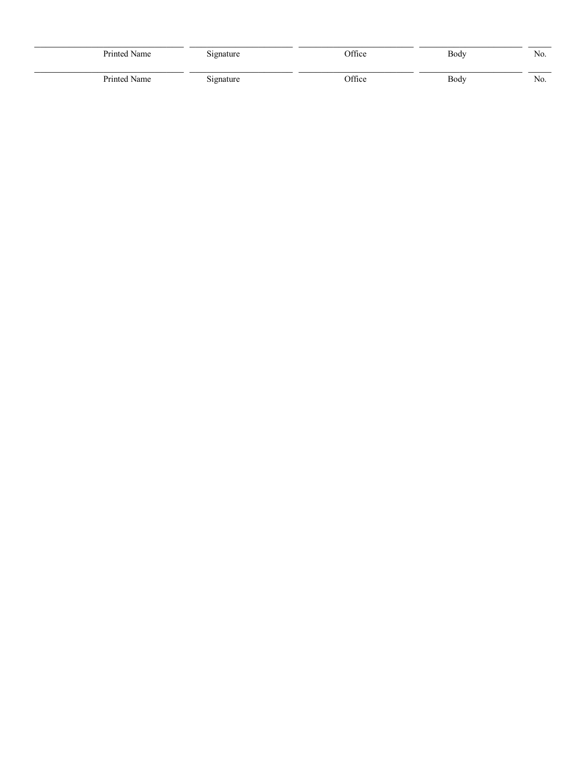| Printed Name | Signature | Office | Body | No. |
| --- | --- | --- | --- | --- |
| | | | | |

| Printed Name | Signature | Office | Body | No. |
| --- | --- | --- | --- | --- |
| | | | | |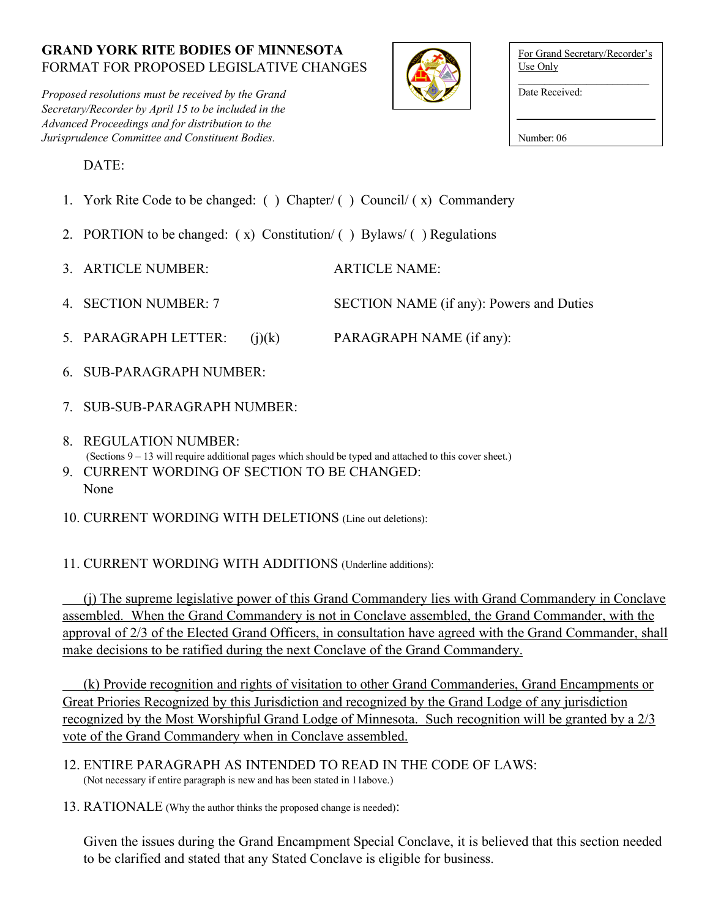**GRAND YORK RITE BODIES OF MINNESOTA**
FORMAT FOR PROPOSED LEGISLATIVE CHANGES

*Proposed resolutions must be received by the Grand Secretary/Recorder by April 15 to be included in the Advanced Proceedings and for distribution to the Jurisprudence Committee and Constituent Bodies.*

For Grand Secretary/Recorder's Use Only

Date Received:

Number: 06

DATE:

1. York Rite Code to be changed: ( ) Chapter/ ( ) Council/ ( x) Commandery
2. PORTION to be changed: ( x) Constitution/ ( ) Bylaws/ ( ) Regulations
3. ARTICLE NUMBER: ARTICLE NAME:
4. SECTION NUMBER: 7 SECTION NAME (if any): Powers and Duties
5. PARAGRAPH LETTER: (j)(k) PARAGRAPH NAME (if any):
6. SUB-PARAGRAPH NUMBER:
7. SUB-SUB-PARAGRAPH NUMBER:
8. REGULATION NUMBER:
   (Sections 9 – 13 will require additional pages which should be typed and attached to this cover sheet.)
9. CURRENT WORDING OF SECTION TO BE CHANGED:
   None
10. CURRENT WORDING WITH DELETIONS (Line out deletions):

11. CURRENT WORDING WITH ADDITIONS (Underline additions):

<u>(j) The supreme legislative power of this Grand Commandery lies with Grand Commandery in Conclave assembled. When the Grand Commandery is not in Conclave assembled, the Grand Commander, with the approval of 2/3 of the Elected Grand Officers, in consultation have agreed with the Grand Commander, shall make decisions to be ratified during the next Conclave of the Grand Commandery.</u>

<u>(k) Provide recognition and rights of visitation to other Grand Commanderies, Grand Encampments or Great Priories Recognized by this Jurisdiction and recognized by the Grand Lodge of any jurisdiction recognized by the Most Worshipful Grand Lodge of Minnesota. Such recognition will be granted by a 2/3 vote of the Grand Commandery when in Conclave assembled.</u>

12. ENTIRE PARAGRAPH AS INTENDED TO READ IN THE CODE OF LAWS:
   (Not necessary if entire paragraph is new and has been stated in 11above.)

13. RATIONALE (Why the author thinks the proposed change is needed):

   Given the issues during the Grand Encampment Special Conclave, it is believed that this section needed to be clarified and stated that any Stated Conclave is eligible for business.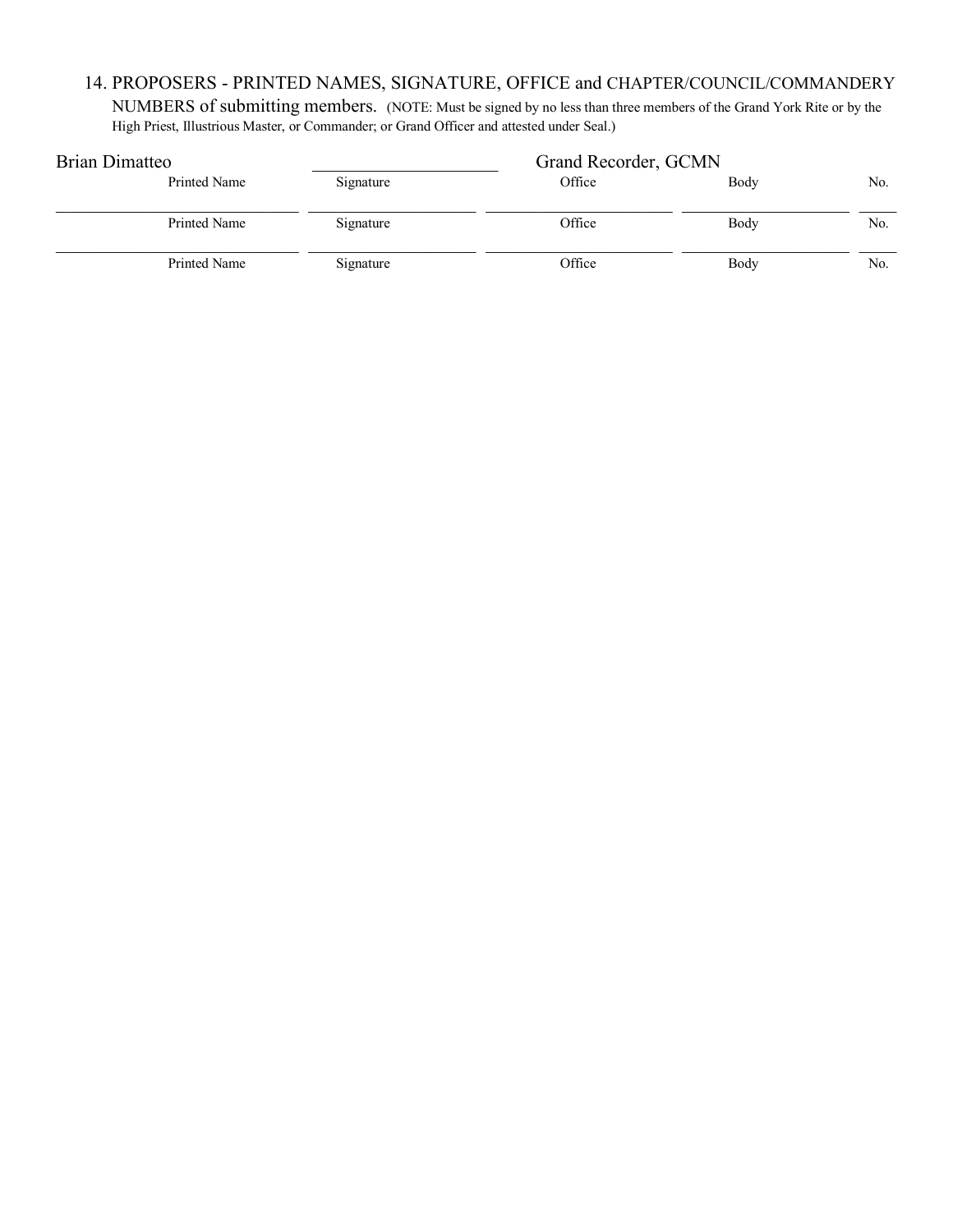14. PROPOSERS - PRINTED NAMES, SIGNATURE, OFFICE and CHAPTER/COUNCIL/COMMANDERY NUMBERS of submitting members. (NOTE: Must be signed by no less than three members of the Grand York Rite or by the High Priest, Illustrious Master, or Commander; or Grand Officer and attested under Seal.)

| Printed Name | Signature | Office | Body | No. |
|---|---|---|---|---|
| Brian Dimatteo | | Grand Recorder, GCMN | | |
| | | | | |
| | | | | |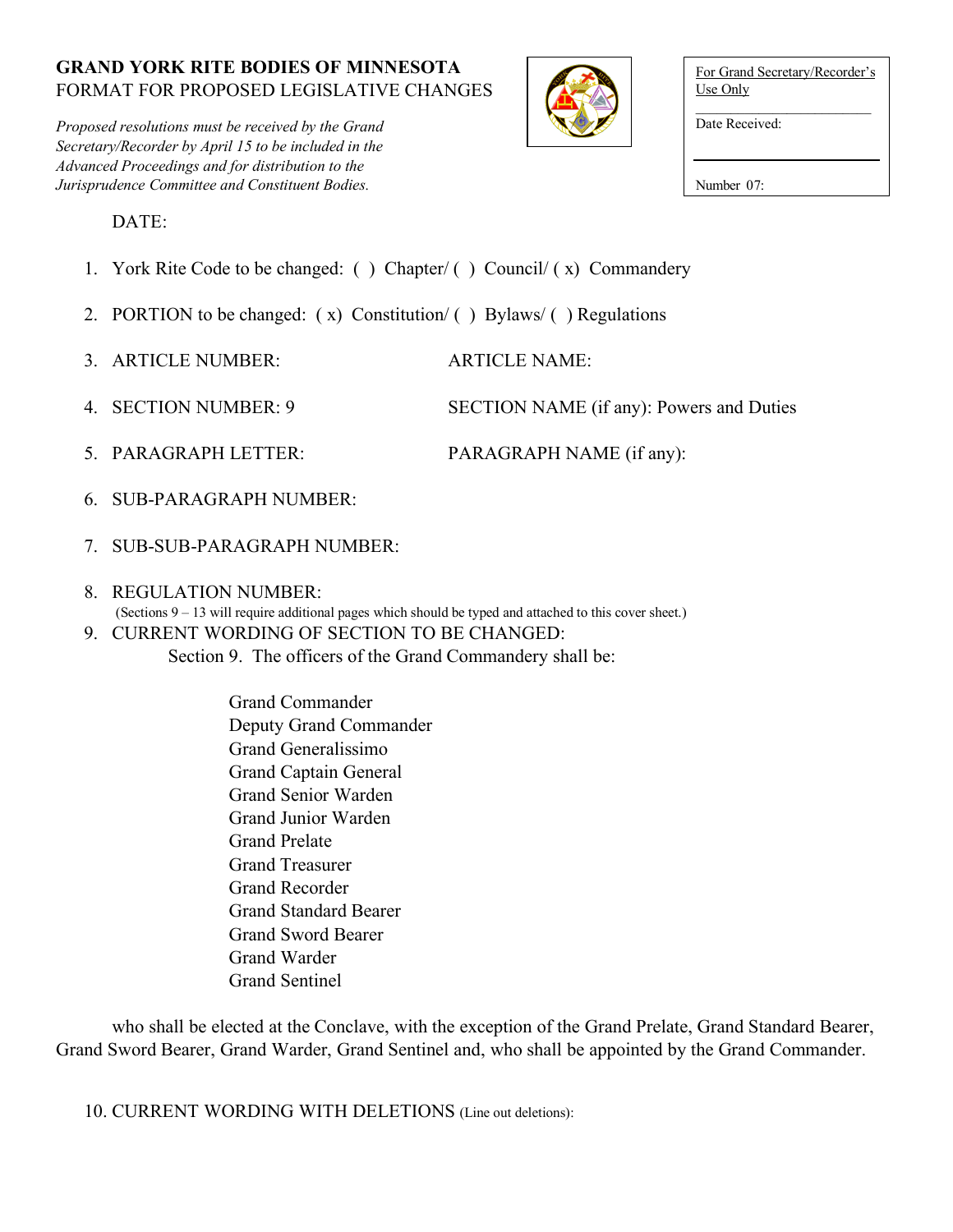**GRAND YORK RITE BODIES OF MINNESOTA**
FORMAT FOR PROPOSED LEGISLATIVE CHANGES

*Proposed resolutions must be received by the Grand Secretary/Recorder by April 15 to be included in the Advanced Proceedings and for distribution to the Jurisprudence Committee and Constituent Bodies.*

For Grand Secretary/Recorder's Use Only

Date Received:

Number 07:

DATE:

1. York Rite Code to be changed: ( ) Chapter/ ( ) Council/ ( x) Commandery
2. PORTION to be changed: ( x) Constitution/ ( ) Bylaws/ ( ) Regulations
3. ARTICLE NUMBER: ARTICLE NAME:
4. SECTION NUMBER: 9 SECTION NAME (if any): Powers and Duties
5. PARAGRAPH LETTER: PARAGRAPH NAME (if any):
6. SUB-PARAGRAPH NUMBER:
7. SUB-SUB-PARAGRAPH NUMBER:
8. REGULATION NUMBER:
   (Sections 9 – 13 will require additional pages which should be typed and attached to this cover sheet.)
9. CURRENT WORDING OF SECTION TO BE CHANGED:

   Section 9. The officers of the Grand Commandery shall be:

   Grand Commander
   Deputy Grand Commander
   Grand Generalissimo
   Grand Captain General
   Grand Senior Warden
   Grand Junior Warden
   Grand Prelate
   Grand Treasurer
   Grand Recorder
   Grand Standard Bearer
   Grand Sword Bearer
   Grand Warder
   Grand Sentinel

   who shall be elected at the Conclave, with the exception of the Grand Prelate, Grand Standard Bearer, Grand Sword Bearer, Grand Warder, Grand Sentinel and, who shall be appointed by the Grand Commander.

10. CURRENT WORDING WITH DELETIONS (Line out deletions):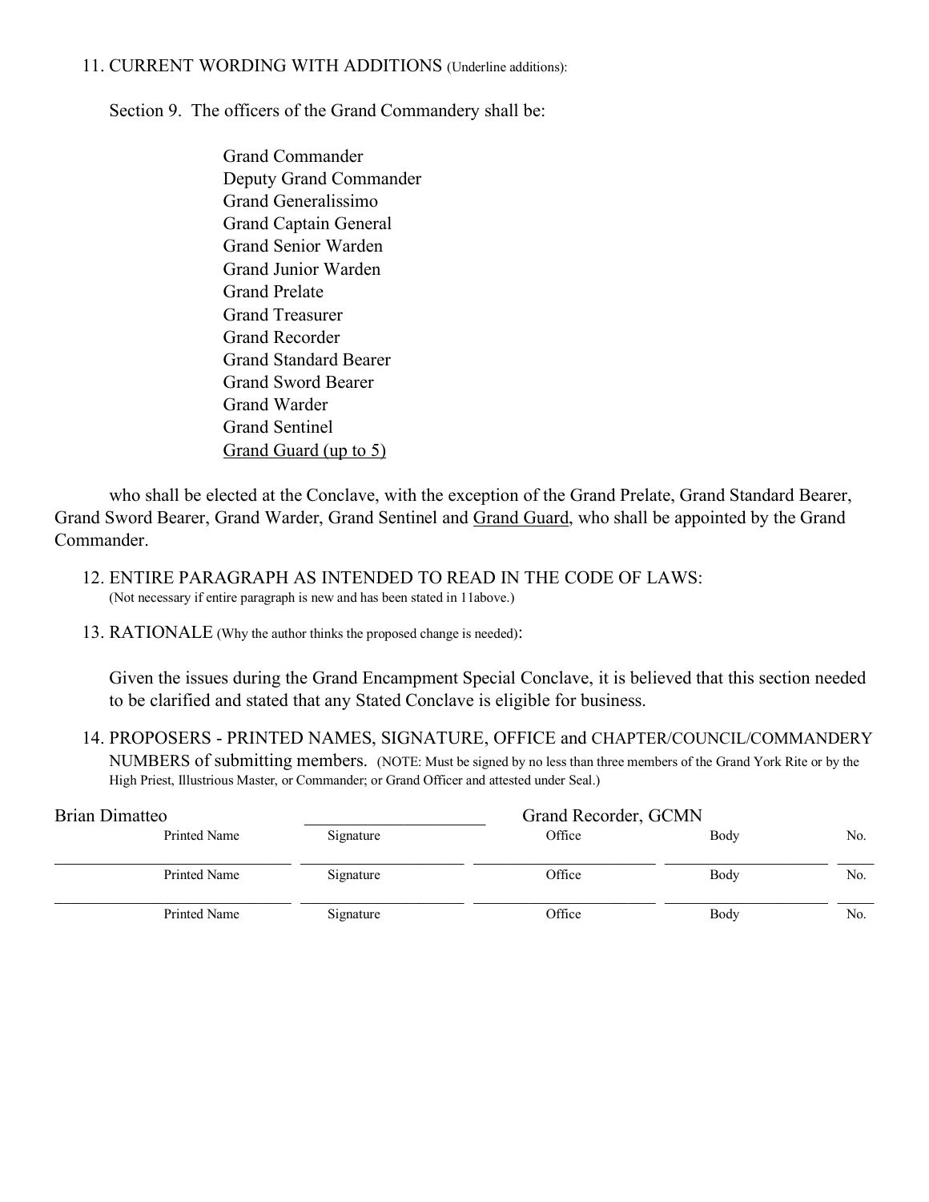11. CURRENT WORDING WITH ADDITIONS (Underline additions):

Section 9. The officers of the Grand Commandery shall be:

Grand Commander
Deputy Grand Commander
Grand Generalissimo
Grand Captain General
Grand Senior Warden
Grand Junior Warden
Grand Prelate
Grand Treasurer
Grand Recorder
Grand Standard Bearer
Grand Sword Bearer
Grand Warder
Grand Sentinel
<u>Grand Guard (up to 5)</u>

who shall be elected at the Conclave, with the exception of the Grand Prelate, Grand Standard Bearer, Grand Sword Bearer, Grand Warder, Grand Sentinel and <u>Grand Guard</u>, who shall be appointed by the Grand Commander.

12. ENTIRE PARAGRAPH AS INTENDED TO READ IN THE CODE OF LAWS:
(Not necessary if entire paragraph is new and has been stated in 11above.)

13. RATIONALE (Why the author thinks the proposed change is needed):

Given the issues during the Grand Encampment Special Conclave, it is believed that this section needed to be clarified and stated that any Stated Conclave is eligible for business.

14. PROPOSERS - PRINTED NAMES, SIGNATURE, OFFICE and CHAPTER/COUNCIL/COMMANDERY NUMBERS of submitting members. (NOTE: Must be signed by no less than three members of the Grand York Rite or by the High Priest, Illustrious Master, or Commander; or Grand Officer and attested under Seal.)

| Printed Name | Signature | Office | Body | No. |
|---|---|---|---|---|
| Brian Dimatteo | | Grand Recorder, GCMN | | |
| | | | | |
| | | | | |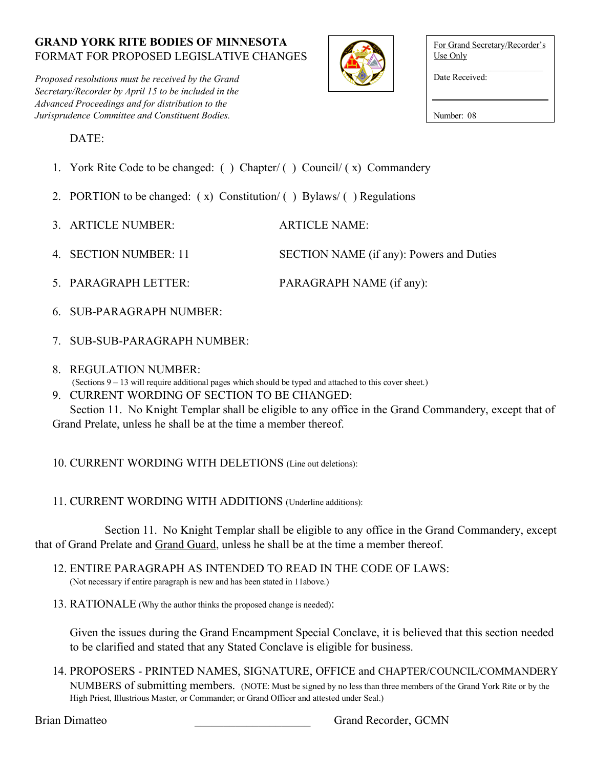**GRAND YORK RITE BODIES OF MINNESOTA**
FORMAT FOR PROPOSED LEGISLATIVE CHANGES

*Proposed resolutions must be received by the Grand Secretary/Recorder by April 15 to be included in the Advanced Proceedings and for distribution to the Jurisprudence Committee and Constituent Bodies.*

For Grand Secretary/Recorder's Use Only

Date Received:

Number: 08

DATE:

1. York Rite Code to be changed: ( ) Chapter/ ( ) Council/ ( x) Commandery
2. PORTION to be changed: ( x) Constitution/ ( ) Bylaws/ ( ) Regulations
3. ARTICLE NUMBER: ARTICLE NAME:
4. SECTION NUMBER: 11 SECTION NAME (if any): Powers and Duties
5. PARAGRAPH LETTER: PARAGRAPH NAME (if any):
6. SUB-PARAGRAPH NUMBER:
7. SUB-SUB-PARAGRAPH NUMBER:
8. REGULATION NUMBER:
   (Sections 9 – 13 will require additional pages which should be typed and attached to this cover sheet.)
9. CURRENT WORDING OF SECTION TO BE CHANGED:
   Section 11. No Knight Templar shall be eligible to any office in the Grand Commandery, except that of Grand Prelate, unless he shall be at the time a member thereof.
10. CURRENT WORDING WITH DELETIONS (Line out deletions):
11. CURRENT WORDING WITH ADDITIONS (Underline additions):

Section 11. No Knight Templar shall be eligible to any office in the Grand Commandery, except that of Grand Prelate and <u>Grand Guard</u>, unless he shall be at the time a member thereof.

12. ENTIRE PARAGRAPH AS INTENDED TO READ IN THE CODE OF LAWS:
    (Not necessary if entire paragraph is new and has been stated in 11above.)
13. RATIONALE (Why the author thinks the proposed change is needed):

    Given the issues during the Grand Encampment Special Conclave, it is believed that this section needed to be clarified and stated that any Stated Conclave is eligible for business.

14. PROPOSERS - PRINTED NAMES, SIGNATURE, OFFICE and CHAPTER/COUNCIL/COMMANDERY NUMBERS of submitting members. (NOTE: Must be signed by no less than three members of the Grand York Rite or by the High Priest, Illustrious Master, or Commander; or Grand Officer and attested under Seal.)

Brian Dimatteo ____________________ Grand Recorder, GCMN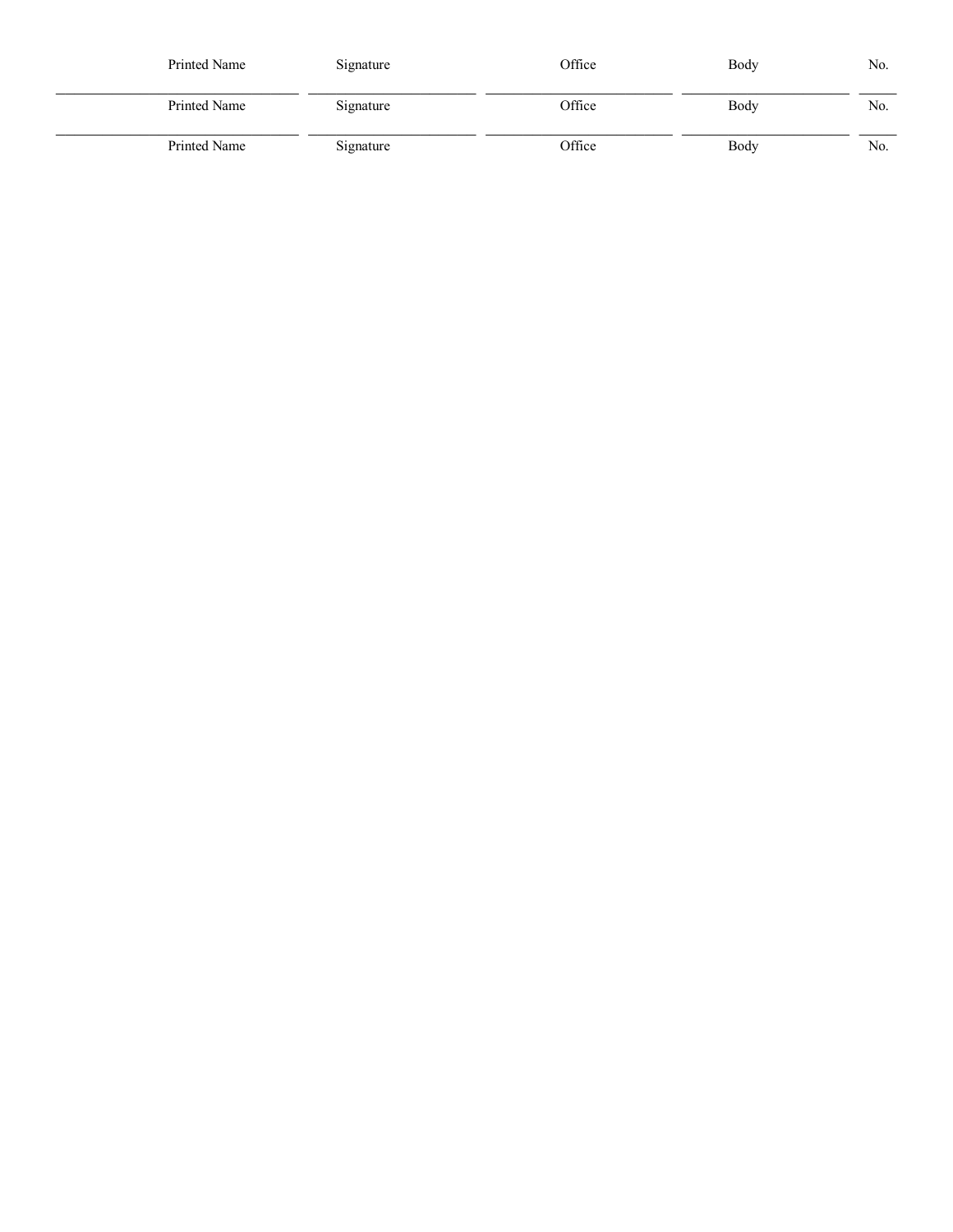| Printed Name | Signature | Office | Body | No. |
|---|---|---|---|---|
| | | | | |
| Printed Name | Signature | Office | Body | No. |
| | | | | |
| Printed Name | Signature | Office | Body | No. |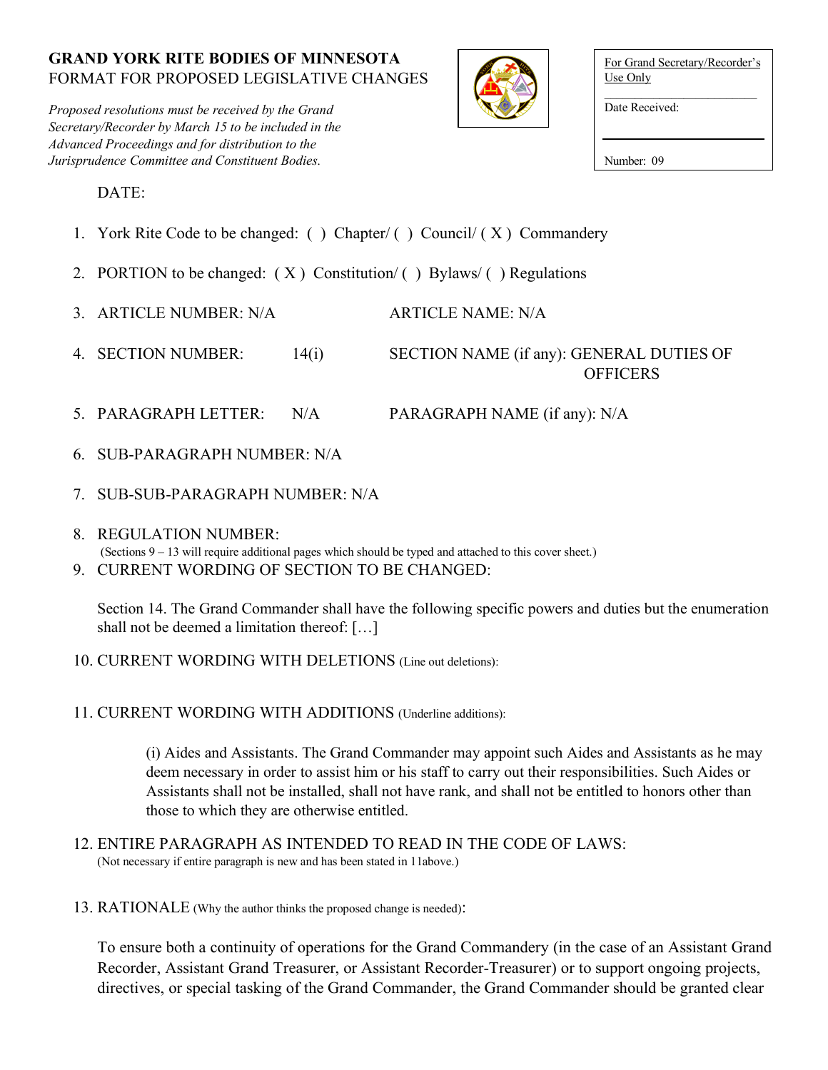**GRAND YORK RITE BODIES OF MINNESOTA**
FORMAT FOR PROPOSED LEGISLATIVE CHANGES

*Proposed resolutions must be received by the Grand Secretary/Recorder by March 15 to be included in the Advanced Proceedings and for distribution to the Jurisprudence Committee and Constituent Bodies.*

For Grand Secretary/Recorder's Use Only

Date Received:

Number: 09

DATE:

1. York Rite Code to be changed: ( ) Chapter/ ( ) Council/ ( X ) Commandery
2. PORTION to be changed: ( X ) Constitution/ ( ) Bylaws/ ( ) Regulations
3. ARTICLE NUMBER: N/A ARTICLE NAME: N/A
4. SECTION NUMBER: 14(i) SECTION NAME (if any): GENERAL DUTIES OF OFFICERS
5. PARAGRAPH LETTER: N/A PARAGRAPH NAME (if any): N/A
6. SUB-PARAGRAPH NUMBER: N/A
7. SUB-SUB-PARAGRAPH NUMBER: N/A
8. REGULATION NUMBER:
   (Sections 9 – 13 will require additional pages which should be typed and attached to this cover sheet.)
9. CURRENT WORDING OF SECTION TO BE CHANGED:

   Section 14. The Grand Commander shall have the following specific powers and duties but the enumeration shall not be deemed a limitation thereof: […]

10. CURRENT WORDING WITH DELETIONS (Line out deletions):

11. CURRENT WORDING WITH ADDITIONS (Underline additions):

    (i) Aides and Assistants. The Grand Commander may appoint such Aides and Assistants as he may deem necessary in order to assist him or his staff to carry out their responsibilities. Such Aides or Assistants shall not be installed, shall not have rank, and shall not be entitled to honors other than those to which they are otherwise entitled.

12. ENTIRE PARAGRAPH AS INTENDED TO READ IN THE CODE OF LAWS:
    (Not necessary if entire paragraph is new and has been stated in 11above.)

13. RATIONALE (Why the author thinks the proposed change is needed):

    To ensure both a continuity of operations for the Grand Commandery (in the case of an Assistant Grand Recorder, Assistant Grand Treasurer, or Assistant Recorder-Treasurer) or to support ongoing projects, directives, or special tasking of the Grand Commander, the Grand Commander should be granted clear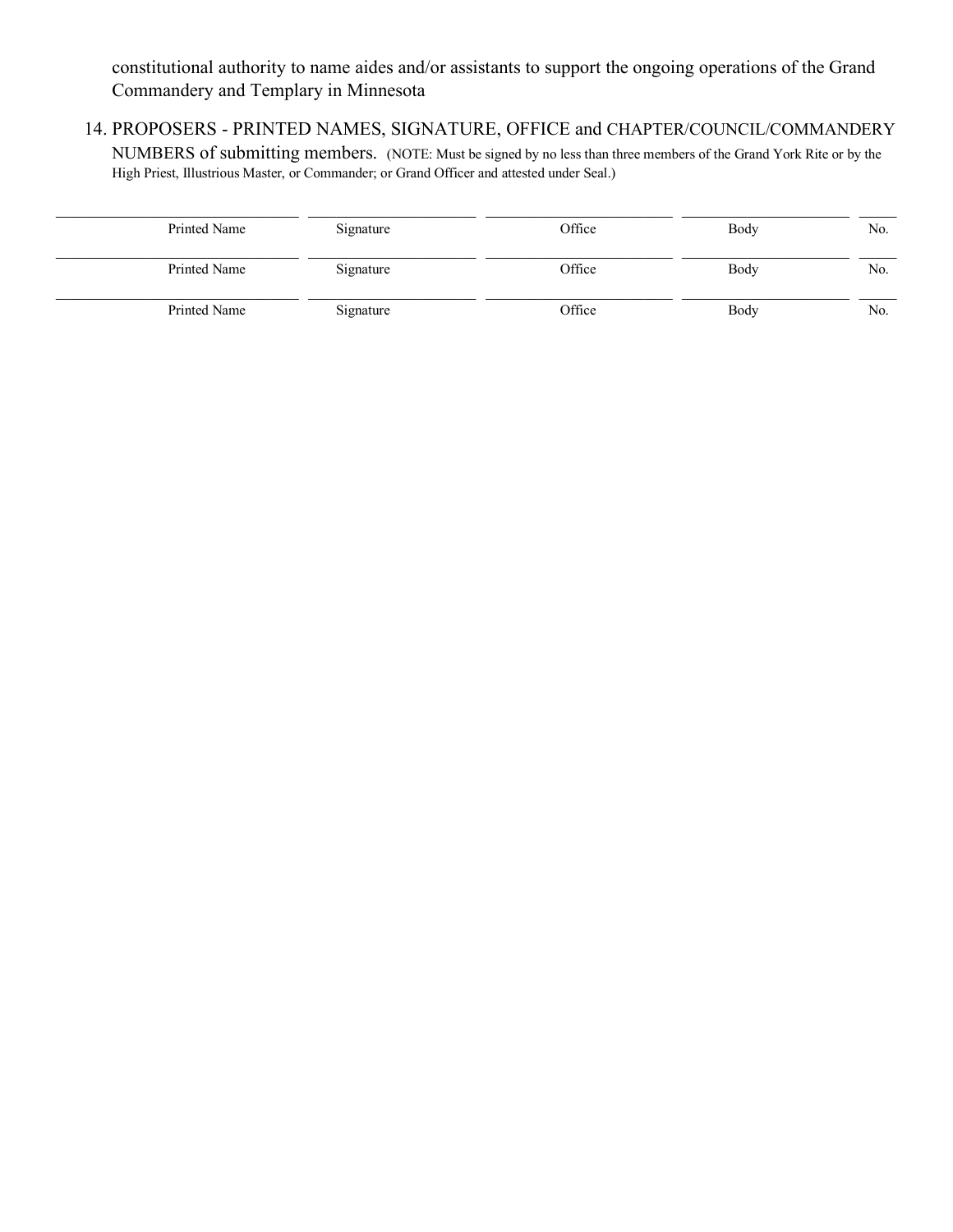constitutional authority to name aides and/or assistants to support the ongoing operations of the Grand Commandery and Templary in Minnesota

14. PROPOSERS - PRINTED NAMES, SIGNATURE, OFFICE and CHAPTER/COUNCIL/COMMANDERY NUMBERS of submitting members. (NOTE: Must be signed by no less than three members of the Grand York Rite or by the High Priest, Illustrious Master, or Commander; or Grand Officer and attested under Seal.)

| Printed Name | Signature | Office | Body | No. |
|---|---|---|---|---|
| | | | | |
| | | | | |
| | | | | |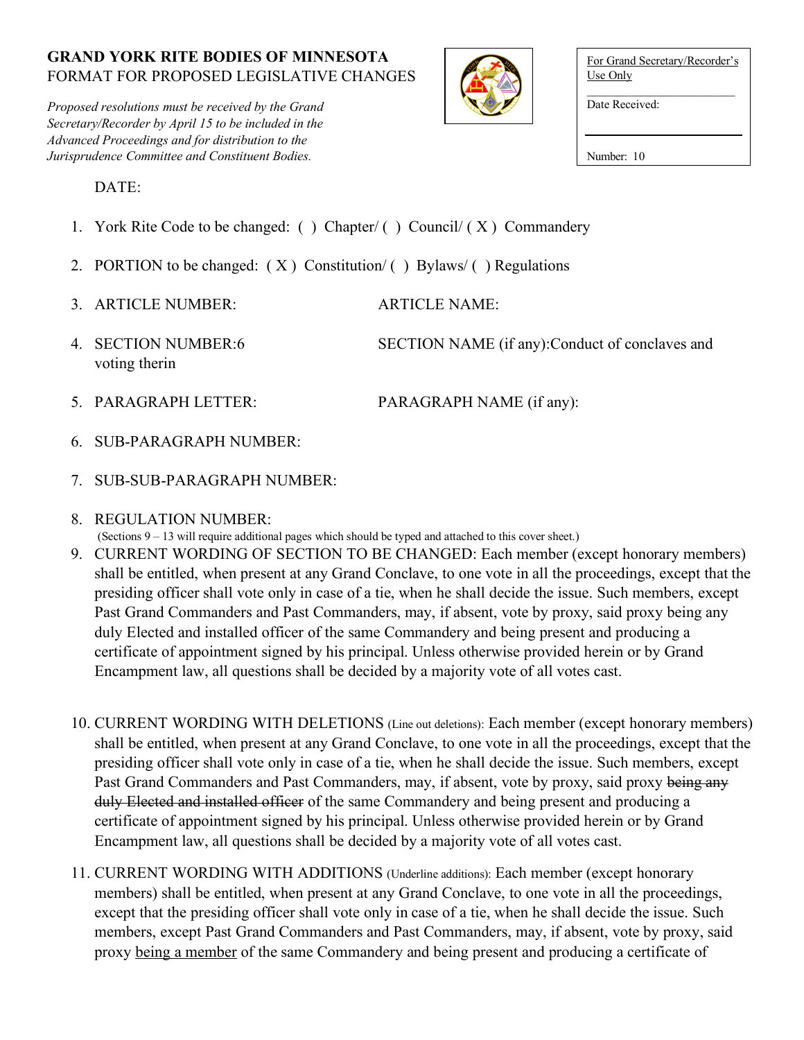**GRAND YORK RITE BODIES OF MINNESOTA**
FORMAT FOR PROPOSED LEGISLATIVE CHANGES

*Proposed resolutions must be received by the Grand Secretary/Recorder by April 15 to be included in the Advanced Proceedings and for distribution to the Jurisprudence Committee and Constituent Bodies.*

For Grand Secretary/Recorder's Use Only

Date Received:

Number: 10

DATE:

1. York Rite Code to be changed: ( ) Chapter/ ( ) Council/ ( X ) Commandery
2. PORTION to be changed: ( X ) Constitution/ ( ) Bylaws/ ( ) Regulations
3. ARTICLE NUMBER: ARTICLE NAME:
4. SECTION NUMBER:6 SECTION NAME (if any):Conduct of conclaves and voting therin
5. PARAGRAPH LETTER: PARAGRAPH NAME (if any):
6. SUB-PARAGRAPH NUMBER:
7. SUB-SUB-PARAGRAPH NUMBER:
8. REGULATION NUMBER:
   (Sections 9 – 13 will require additional pages which should be typed and attached to this cover sheet.)
9. CURRENT WORDING OF SECTION TO BE CHANGED: Each member (except honorary members) shall be entitled, when present at any Grand Conclave, to one vote in all the proceedings, except that the presiding officer shall vote only in case of a tie, when he shall decide the issue. Such members, except Past Grand Commanders and Past Commanders, may, if absent, vote by proxy, said proxy being any duly Elected and installed officer of the same Commandery and being present and producing a certificate of appointment signed by his principal. Unless otherwise provided herein or by Grand Encampment law, all questions shall be decided by a majority vote of all votes cast.
10. CURRENT WORDING WITH DELETIONS (Line out deletions): Each member (except honorary members) shall be entitled, when present at any Grand Conclave, to one vote in all the proceedings, except that the presiding officer shall vote only in case of a tie, when he shall decide the issue. Such members, except Past Grand Commanders and Past Commanders, may, if absent, vote by proxy, said proxy ~~being any duly Elected and installed officer~~ of the same Commandery and being present and producing a certificate of appointment signed by his principal. Unless otherwise provided herein or by Grand Encampment law, all questions shall be decided by a majority vote of all votes cast.
11. CURRENT WORDING WITH ADDITIONS (Underline additions): Each member (except honorary members) shall be entitled, when present at any Grand Conclave, to one vote in all the proceedings, except that the presiding officer shall vote only in case of a tie, when he shall decide the issue. Such members, except Past Grand Commanders and Past Commanders, may, if absent, vote by proxy, said proxy <u>being a member</u> of the same Commandery and being present and producing a certificate of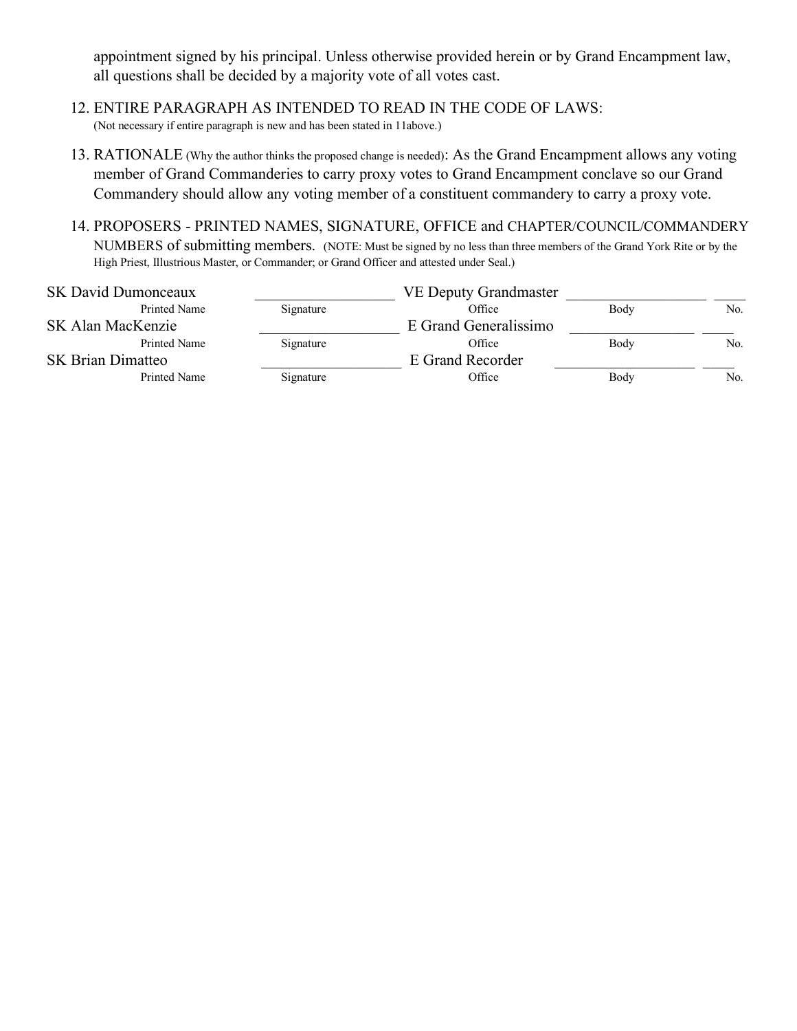appointment signed by his principal. Unless otherwise provided herein or by Grand Encampment law, all questions shall be decided by a majority vote of all votes cast.

12. ENTIRE PARAGRAPH AS INTENDED TO READ IN THE CODE OF LAWS:
(Not necessary if entire paragraph is new and has been stated in 11above.)

13. RATIONALE (Why the author thinks the proposed change is needed): As the Grand Encampment allows any voting member of Grand Commanderies to carry proxy votes to Grand Encampment conclave so our Grand Commandery should allow any voting member of a constituent commandery to carry a proxy vote.

14. PROPOSERS - PRINTED NAMES, SIGNATURE, OFFICE and CHAPTER/COUNCIL/COMMANDERY NUMBERS of submitting members. (NOTE: Must be signed by no less than three members of the Grand York Rite or by the High Priest, Illustrious Master, or Commander; or Grand Officer and attested under Seal.)

| Printed Name | Signature | Office | Body | No. |
|---|---|---|---|---|
| SK David Dumonceaux | | VE Deputy Grandmaster | | |
| SK Alan MacKenzie | | E Grand Generalissimo | | |
| SK Brian Dimatteo | | E Grand Recorder | | |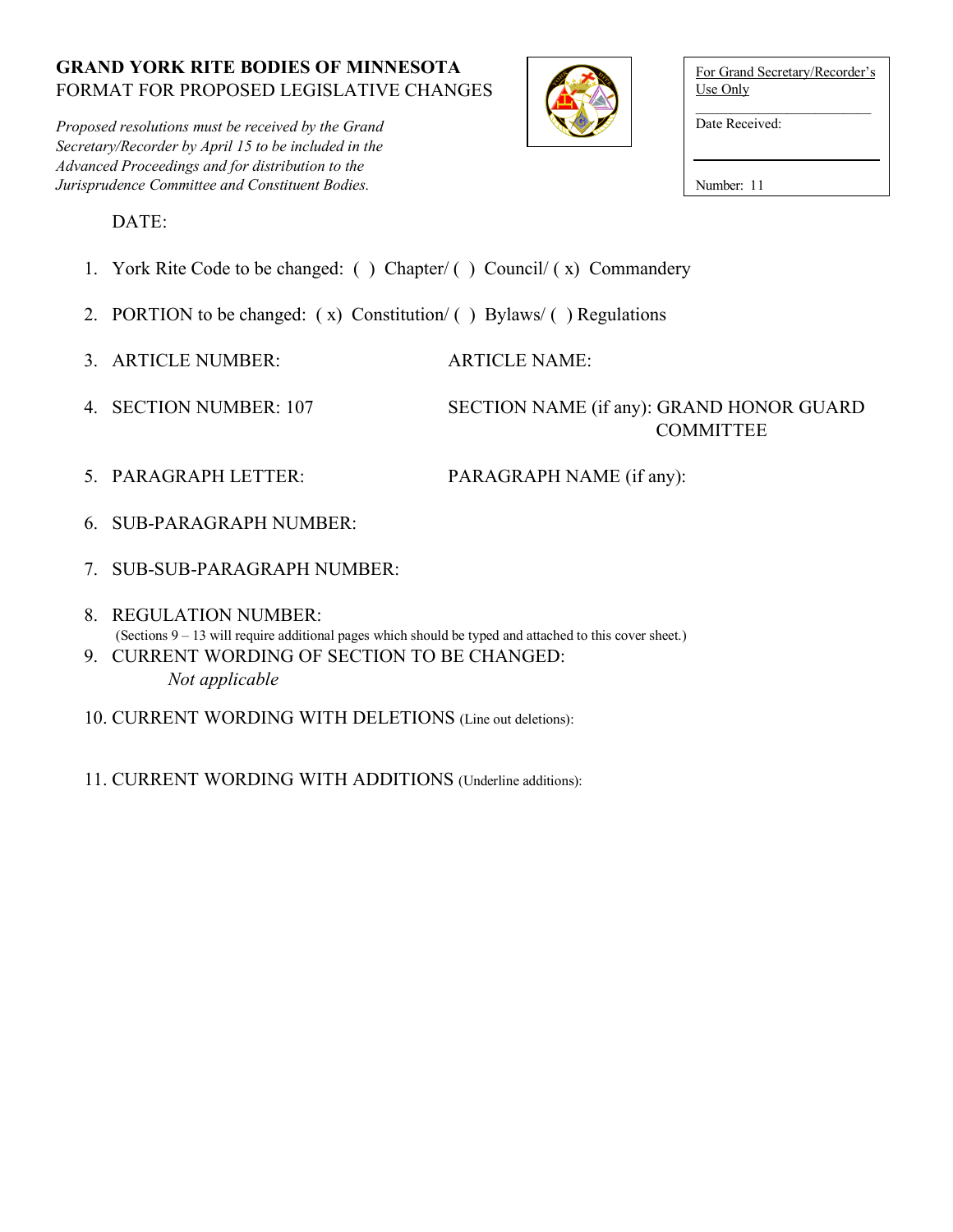**GRAND YORK RITE BODIES OF MINNESOTA**
FORMAT FOR PROPOSED LEGISLATIVE CHANGES

*Proposed resolutions must be received by the Grand Secretary/Recorder by April 15 to be included in the Advanced Proceedings and for distribution to the Jurisprudence Committee and Constituent Bodies.*

For Grand Secretary/Recorder's Use Only

Date Received:

Number: 11

DATE:

1. York Rite Code to be changed: ( ) Chapter/ ( ) Council/ ( x) Commandery
2. PORTION to be changed: ( x) Constitution/ ( ) Bylaws/ ( ) Regulations
3. ARTICLE NUMBER: ARTICLE NAME:
4. SECTION NUMBER: 107 SECTION NAME (if any): GRAND HONOR GUARD COMMITTEE
5. PARAGRAPH LETTER: PARAGRAPH NAME (if any):
6. SUB-PARAGRAPH NUMBER:
7. SUB-SUB-PARAGRAPH NUMBER:
8. REGULATION NUMBER:

(Sections 9 – 13 will require additional pages which should be typed and attached to this cover sheet.)

9. CURRENT WORDING OF SECTION TO BE CHANGED:

   *Not applicable*

10. CURRENT WORDING WITH DELETIONS (Line out deletions):
11. CURRENT WORDING WITH ADDITIONS (Underline additions):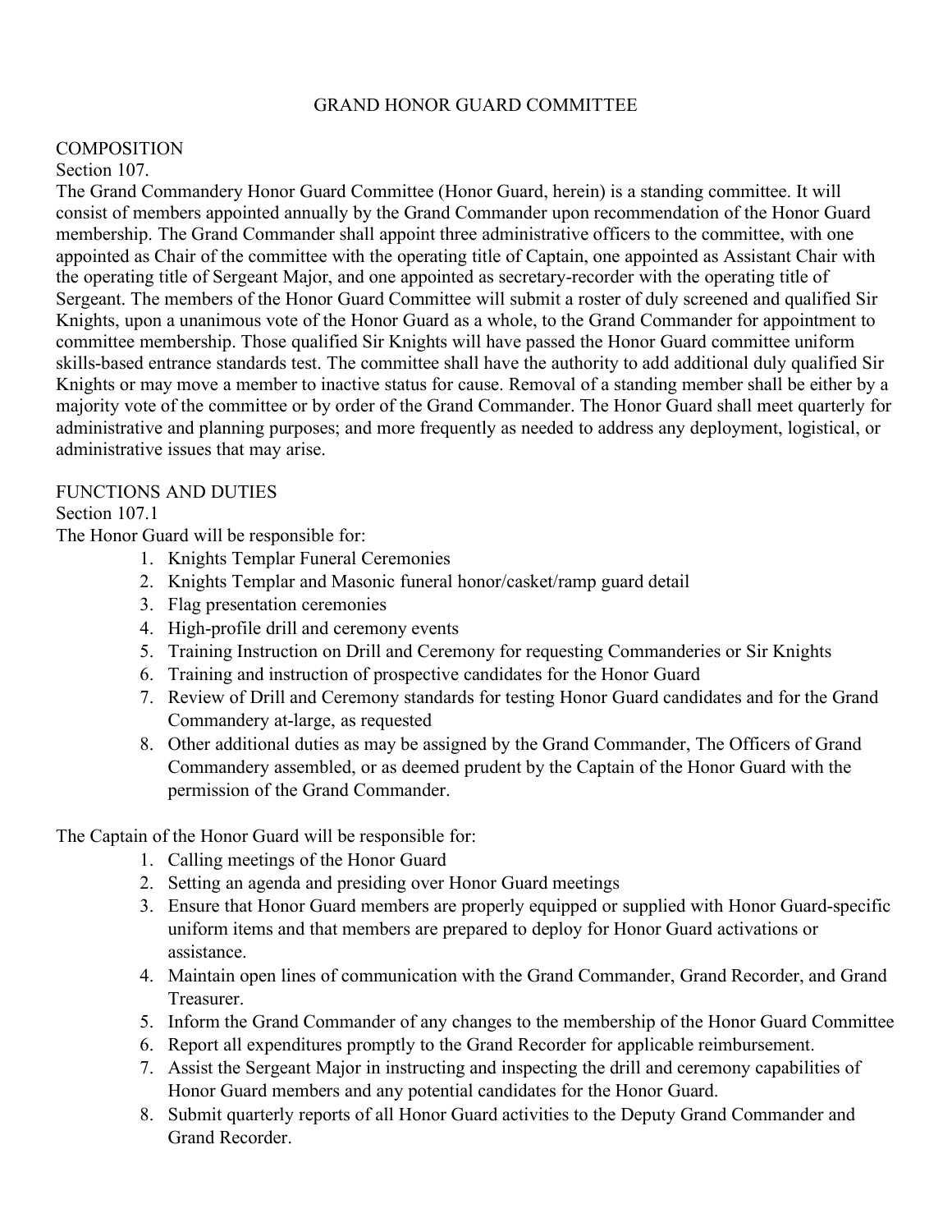# GRAND HONOR GUARD COMMITTEE

## COMPOSITION

Section 107.

The Grand Commandery Honor Guard Committee (Honor Guard, herein) is a standing committee. It will consist of members appointed annually by the Grand Commander upon recommendation of the Honor Guard membership. The Grand Commander shall appoint three administrative officers to the committee, with one appointed as Chair of the committee with the operating title of Captain, one appointed as Assistant Chair with the operating title of Sergeant Major, and one appointed as secretary-recorder with the operating title of Sergeant. The members of the Honor Guard Committee will submit a roster of duly screened and qualified Sir Knights, upon a unanimous vote of the Honor Guard as a whole, to the Grand Commander for appointment to committee membership. Those qualified Sir Knights will have passed the Honor Guard committee uniform skills-based entrance standards test. The committee shall have the authority to add additional duly qualified Sir Knights or may move a member to inactive status for cause. Removal of a standing member shall be either by a majority vote of the committee or by order of the Grand Commander. The Honor Guard shall meet quarterly for administrative and planning purposes; and more frequently as needed to address any deployment, logistical, or administrative issues that may arise.

## FUNCTIONS AND DUTIES

Section 107.1

The Honor Guard will be responsible for:

1. Knights Templar Funeral Ceremonies
2. Knights Templar and Masonic funeral honor/casket/ramp guard detail
3. Flag presentation ceremonies
4. High-profile drill and ceremony events
5. Training Instruction on Drill and Ceremony for requesting Commanderies or Sir Knights
6. Training and instruction of prospective candidates for the Honor Guard
7. Review of Drill and Ceremony standards for testing Honor Guard candidates and for the Grand Commandery at-large, as requested
8. Other additional duties as may be assigned by the Grand Commander, The Officers of Grand Commandery assembled, or as deemed prudent by the Captain of the Honor Guard with the permission of the Grand Commander.

The Captain of the Honor Guard will be responsible for:

1. Calling meetings of the Honor Guard
2. Setting an agenda and presiding over Honor Guard meetings
3. Ensure that Honor Guard members are properly equipped or supplied with Honor Guard-specific uniform items and that members are prepared to deploy for Honor Guard activations or assistance.
4. Maintain open lines of communication with the Grand Commander, Grand Recorder, and Grand Treasurer.
5. Inform the Grand Commander of any changes to the membership of the Honor Guard Committee
6. Report all expenditures promptly to the Grand Recorder for applicable reimbursement.
7. Assist the Sergeant Major in instructing and inspecting the drill and ceremony capabilities of Honor Guard members and any potential candidates for the Honor Guard.
8. Submit quarterly reports of all Honor Guard activities to the Deputy Grand Commander and Grand Recorder.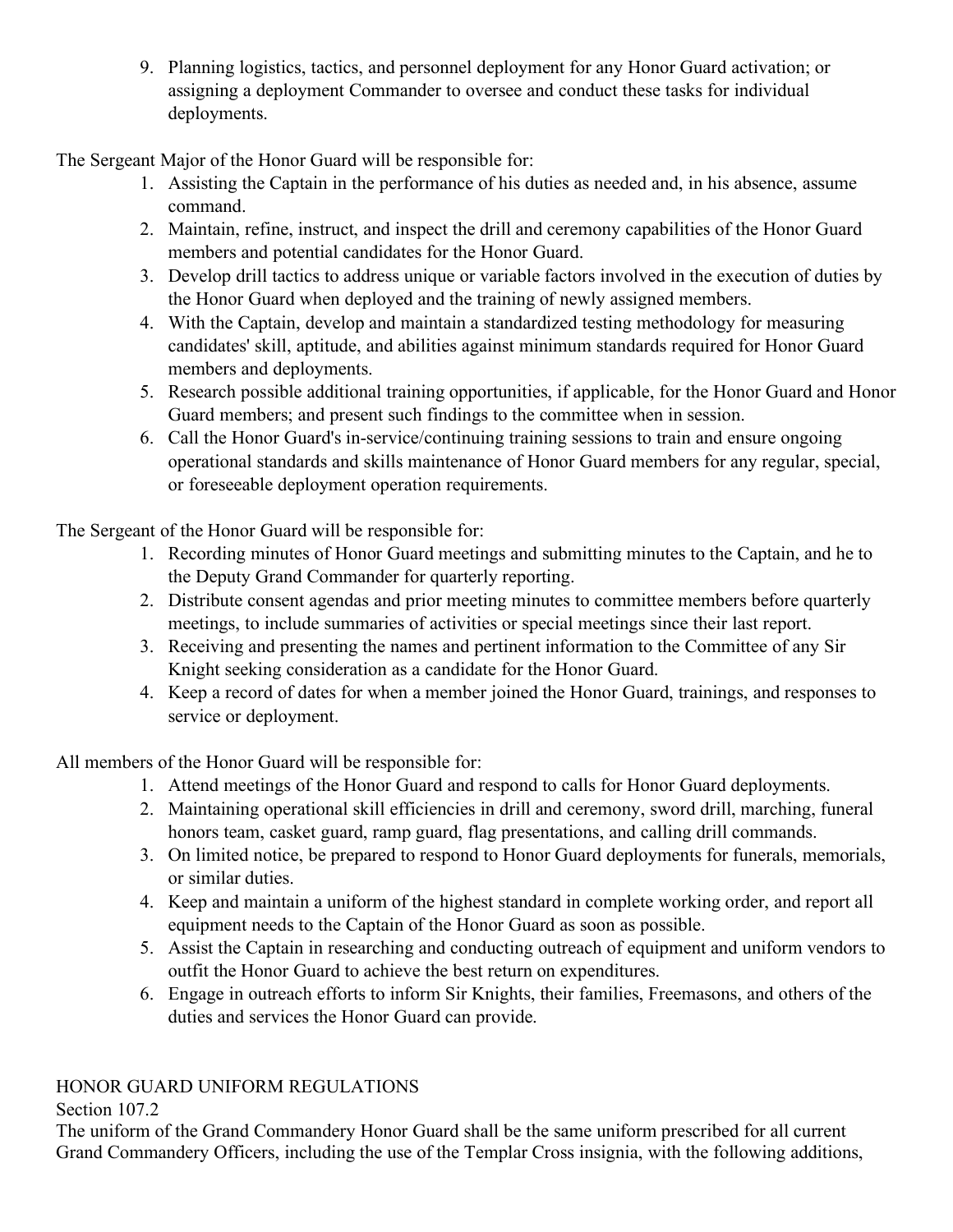9. Planning logistics, tactics, and personnel deployment for any Honor Guard activation; or assigning a deployment Commander to oversee and conduct these tasks for individual deployments.

The Sergeant Major of the Honor Guard will be responsible for:

1. Assisting the Captain in the performance of his duties as needed and, in his absence, assume command.
2. Maintain, refine, instruct, and inspect the drill and ceremony capabilities of the Honor Guard members and potential candidates for the Honor Guard.
3. Develop drill tactics to address unique or variable factors involved in the execution of duties by the Honor Guard when deployed and the training of newly assigned members.
4. With the Captain, develop and maintain a standardized testing methodology for measuring candidates' skill, aptitude, and abilities against minimum standards required for Honor Guard members and deployments.
5. Research possible additional training opportunities, if applicable, for the Honor Guard and Honor Guard members; and present such findings to the committee when in session.
6. Call the Honor Guard's in-service/continuing training sessions to train and ensure ongoing operational standards and skills maintenance of Honor Guard members for any regular, special, or foreseeable deployment operation requirements.

The Sergeant of the Honor Guard will be responsible for:

1. Recording minutes of Honor Guard meetings and submitting minutes to the Captain, and he to the Deputy Grand Commander for quarterly reporting.
2. Distribute consent agendas and prior meeting minutes to committee members before quarterly meetings, to include summaries of activities or special meetings since their last report.
3. Receiving and presenting the names and pertinent information to the Committee of any Sir Knight seeking consideration as a candidate for the Honor Guard.
4. Keep a record of dates for when a member joined the Honor Guard, trainings, and responses to service or deployment.

All members of the Honor Guard will be responsible for:

1. Attend meetings of the Honor Guard and respond to calls for Honor Guard deployments.
2. Maintaining operational skill efficiencies in drill and ceremony, sword drill, marching, funeral honors team, casket guard, ramp guard, flag presentations, and calling drill commands.
3. On limited notice, be prepared to respond to Honor Guard deployments for funerals, memorials, or similar duties.
4. Keep and maintain a uniform of the highest standard in complete working order, and report all equipment needs to the Captain of the Honor Guard as soon as possible.
5. Assist the Captain in researching and conducting outreach of equipment and uniform vendors to outfit the Honor Guard to achieve the best return on expenditures.
6. Engage in outreach efforts to inform Sir Knights, their families, Freemasons, and others of the duties and services the Honor Guard can provide.

HONOR GUARD UNIFORM REGULATIONS

Section 107.2

The uniform of the Grand Commandery Honor Guard shall be the same uniform prescribed for all current Grand Commandery Officers, including the use of the Templar Cross insignia, with the following additions,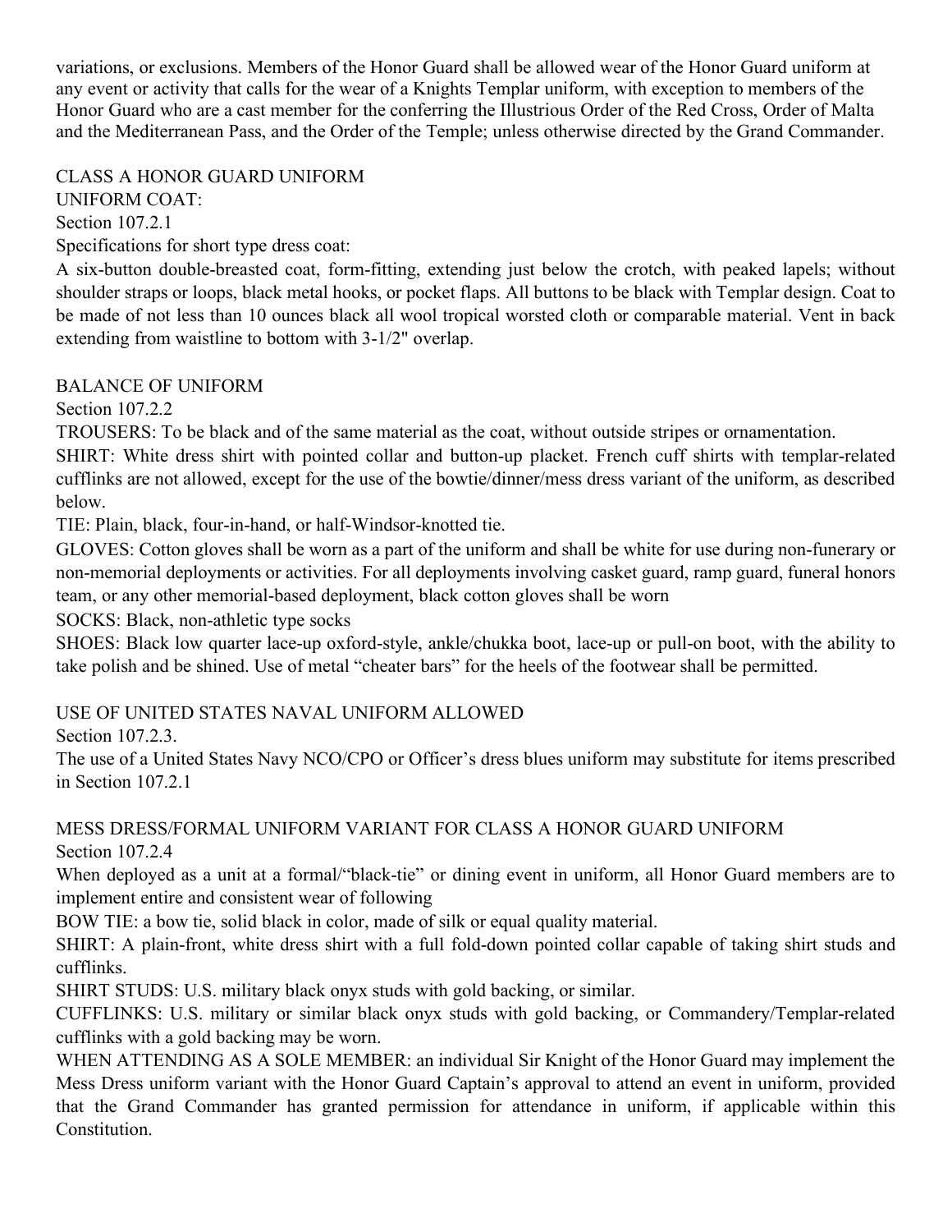variations, or exclusions. Members of the Honor Guard shall be allowed wear of the Honor Guard uniform at any event or activity that calls for the wear of a Knights Templar uniform, with exception to members of the Honor Guard who are a cast member for the conferring the Illustrious Order of the Red Cross, Order of Malta and the Mediterranean Pass, and the Order of the Temple; unless otherwise directed by the Grand Commander.

CLASS A HONOR GUARD UNIFORM

UNIFORM COAT:

Section 107.2.1

Specifications for short type dress coat:

A six-button double-breasted coat, form-fitting, extending just below the crotch, with peaked lapels; without shoulder straps or loops, black metal hooks, or pocket flaps. All buttons to be black with Templar design. Coat to be made of not less than 10 ounces black all wool tropical worsted cloth or comparable material. Vent in back extending from waistline to bottom with 3-1/2" overlap.

BALANCE OF UNIFORM

Section 107.2.2

TROUSERS: To be black and of the same material as the coat, without outside stripes or ornamentation.

SHIRT: White dress shirt with pointed collar and button-up placket. French cuff shirts with templar-related cufflinks are not allowed, except for the use of the bowtie/dinner/mess dress variant of the uniform, as described below.

TIE: Plain, black, four-in-hand, or half-Windsor-knotted tie.

GLOVES: Cotton gloves shall be worn as a part of the uniform and shall be white for use during non-funerary or non-memorial deployments or activities. For all deployments involving casket guard, ramp guard, funeral honors team, or any other memorial-based deployment, black cotton gloves shall be worn

SOCKS: Black, non-athletic type socks

SHOES: Black low quarter lace-up oxford-style, ankle/chukka boot, lace-up or pull-on boot, with the ability to take polish and be shined. Use of metal "cheater bars" for the heels of the footwear shall be permitted.

USE OF UNITED STATES NAVAL UNIFORM ALLOWED

Section 107.2.3.

The use of a United States Navy NCO/CPO or Officer's dress blues uniform may substitute for items prescribed in Section 107.2.1

MESS DRESS/FORMAL UNIFORM VARIANT FOR CLASS A HONOR GUARD UNIFORM

Section 107.2.4

When deployed as a unit at a formal/"black-tie" or dining event in uniform, all Honor Guard members are to implement entire and consistent wear of following

BOW TIE: a bow tie, solid black in color, made of silk or equal quality material.

SHIRT: A plain-front, white dress shirt with a full fold-down pointed collar capable of taking shirt studs and cufflinks.

SHIRT STUDS: U.S. military black onyx studs with gold backing, or similar.

CUFFLINKS: U.S. military or similar black onyx studs with gold backing, or Commandery/Templar-related cufflinks with a gold backing may be worn.

WHEN ATTENDING AS A SOLE MEMBER: an individual Sir Knight of the Honor Guard may implement the Mess Dress uniform variant with the Honor Guard Captain's approval to attend an event in uniform, provided that the Grand Commander has granted permission for attendance in uniform, if applicable within this Constitution.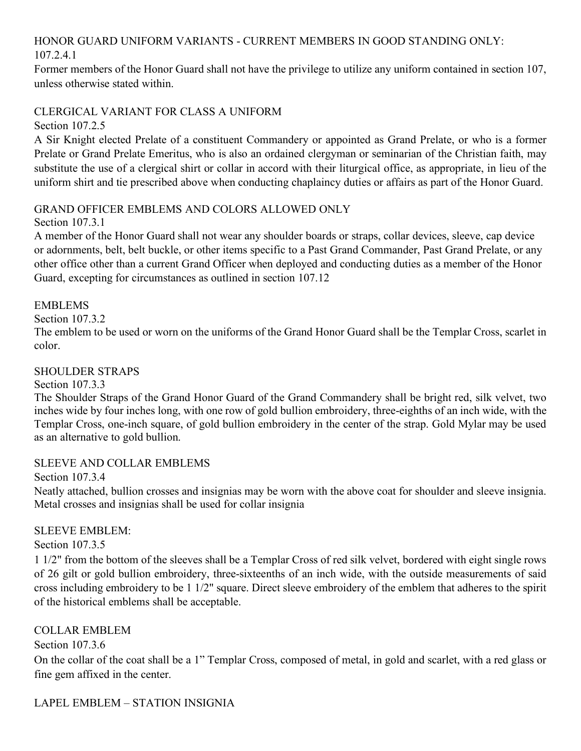HONOR GUARD UNIFORM VARIANTS - CURRENT MEMBERS IN GOOD STANDING ONLY:
107.2.4.1

Former members of the Honor Guard shall not have the privilege to utilize any uniform contained in section 107, unless otherwise stated within.

CLERGICAL VARIANT FOR CLASS A UNIFORM
Section 107.2.5

A Sir Knight elected Prelate of a constituent Commandery or appointed as Grand Prelate, or who is a former Prelate or Grand Prelate Emeritus, who is also an ordained clergyman or seminarian of the Christian faith, may substitute the use of a clergical shirt or collar in accord with their liturgical office, as appropriate, in lieu of the uniform shirt and tie prescribed above when conducting chaplaincy duties or affairs as part of the Honor Guard.

GRAND OFFICER EMBLEMS AND COLORS ALLOWED ONLY
Section 107.3.1

A member of the Honor Guard shall not wear any shoulder boards or straps, collar devices, sleeve, cap device or adornments, belt, belt buckle, or other items specific to a Past Grand Commander, Past Grand Prelate, or any other office other than a current Grand Officer when deployed and conducting duties as a member of the Honor Guard, excepting for circumstances as outlined in section 107.12

EMBLEMS
Section 107.3.2

The emblem to be used or worn on the uniforms of the Grand Honor Guard shall be the Templar Cross, scarlet in color.

SHOULDER STRAPS
Section 107.3.3

The Shoulder Straps of the Grand Honor Guard of the Grand Commandery shall be bright red, silk velvet, two inches wide by four inches long, with one row of gold bullion embroidery, three-eighths of an inch wide, with the Templar Cross, one-inch square, of gold bullion embroidery in the center of the strap. Gold Mylar may be used as an alternative to gold bullion.

SLEEVE AND COLLAR EMBLEMS
Section 107.3.4

Neatly attached, bullion crosses and insignias may be worn with the above coat for shoulder and sleeve insignia. Metal crosses and insignias shall be used for collar insignia

SLEEVE EMBLEM:
Section 107.3.5

1 1/2" from the bottom of the sleeves shall be a Templar Cross of red silk velvet, bordered with eight single rows of 26 gilt or gold bullion embroidery, three-sixteenths of an inch wide, with the outside measurements of said cross including embroidery to be 1 1/2" square. Direct sleeve embroidery of the emblem that adheres to the spirit of the historical emblems shall be acceptable.

COLLAR EMBLEM
Section 107.3.6

On the collar of the coat shall be a 1" Templar Cross, composed of metal, in gold and scarlet, with a red glass or fine gem affixed in the center.

LAPEL EMBLEM – STATION INSIGNIA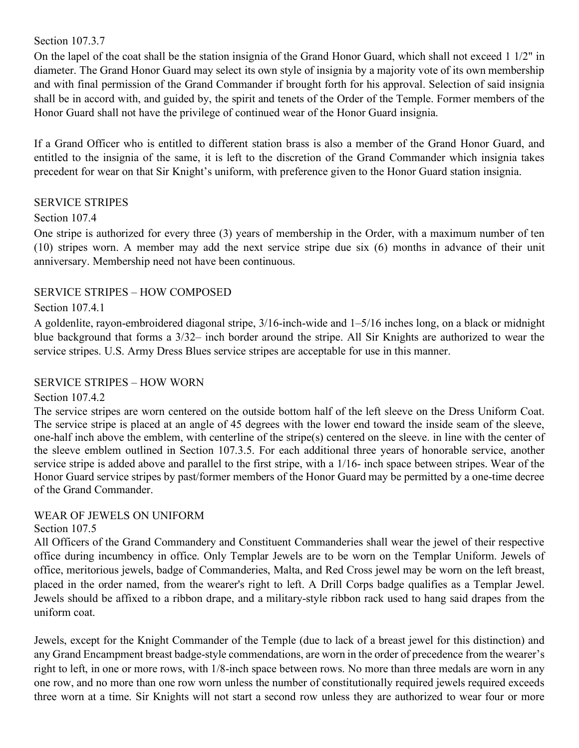Section 107.3.7

On the lapel of the coat shall be the station insignia of the Grand Honor Guard, which shall not exceed 1 1/2" in diameter. The Grand Honor Guard may select its own style of insignia by a majority vote of its own membership and with final permission of the Grand Commander if brought forth for his approval. Selection of said insignia shall be in accord with, and guided by, the spirit and tenets of the Order of the Temple. Former members of the Honor Guard shall not have the privilege of continued wear of the Honor Guard insignia.

If a Grand Officer who is entitled to different station brass is also a member of the Grand Honor Guard, and entitled to the insignia of the same, it is left to the discretion of the Grand Commander which insignia takes precedent for wear on that Sir Knight's uniform, with preference given to the Honor Guard station insignia.

SERVICE STRIPES

Section 107.4

One stripe is authorized for every three (3) years of membership in the Order, with a maximum number of ten (10) stripes worn. A member may add the next service stripe due six (6) months in advance of their unit anniversary. Membership need not have been continuous.

SERVICE STRIPES – HOW COMPOSED

Section 107.4.1

A goldenlite, rayon-embroidered diagonal stripe, 3/16-inch-wide and 1–5/16 inches long, on a black or midnight blue background that forms a 3/32– inch border around the stripe. All Sir Knights are authorized to wear the service stripes. U.S. Army Dress Blues service stripes are acceptable for use in this manner.

SERVICE STRIPES – HOW WORN

Section 107.4.2

The service stripes are worn centered on the outside bottom half of the left sleeve on the Dress Uniform Coat. The service stripe is placed at an angle of 45 degrees with the lower end toward the inside seam of the sleeve, one-half inch above the emblem, with centerline of the stripe(s) centered on the sleeve. in line with the center of the sleeve emblem outlined in Section 107.3.5. For each additional three years of honorable service, another service stripe is added above and parallel to the first stripe, with a 1/16- inch space between stripes. Wear of the Honor Guard service stripes by past/former members of the Honor Guard may be permitted by a one-time decree of the Grand Commander.

WEAR OF JEWELS ON UNIFORM

Section 107.5

All Officers of the Grand Commandery and Constituent Commanderies shall wear the jewel of their respective office during incumbency in office. Only Templar Jewels are to be worn on the Templar Uniform. Jewels of office, meritorious jewels, badge of Commanderies, Malta, and Red Cross jewel may be worn on the left breast, placed in the order named, from the wearer's right to left. A Drill Corps badge qualifies as a Templar Jewel. Jewels should be affixed to a ribbon drape, and a military-style ribbon rack used to hang said drapes from the uniform coat.

Jewels, except for the Knight Commander of the Temple (due to lack of a breast jewel for this distinction) and any Grand Encampment breast badge-style commendations, are worn in the order of precedence from the wearer's right to left, in one or more rows, with 1/8-inch space between rows. No more than three medals are worn in any one row, and no more than one row worn unless the number of constitutionally required jewels required exceeds three worn at a time. Sir Knights will not start a second row unless they are authorized to wear four or more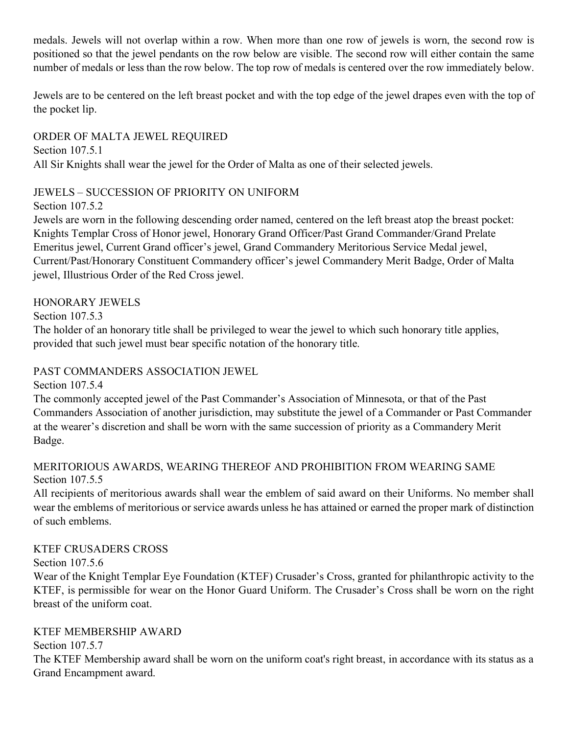medals. Jewels will not overlap within a row. When more than one row of jewels is worn, the second row is positioned so that the jewel pendants on the row below are visible. The second row will either contain the same number of medals or less than the row below. The top row of medals is centered over the row immediately below.

Jewels are to be centered on the left breast pocket and with the top edge of the jewel drapes even with the top of the pocket lip.

ORDER OF MALTA JEWEL REQUIRED
Section 107.5.1
All Sir Knights shall wear the jewel for the Order of Malta as one of their selected jewels.

JEWELS – SUCCESSION OF PRIORITY ON UNIFORM
Section 107.5.2
Jewels are worn in the following descending order named, centered on the left breast atop the breast pocket: Knights Templar Cross of Honor jewel, Honorary Grand Officer/Past Grand Commander/Grand Prelate Emeritus jewel, Current Grand officer's jewel, Grand Commandery Meritorious Service Medal jewel, Current/Past/Honorary Constituent Commandery officer's jewel Commandery Merit Badge, Order of Malta jewel, Illustrious Order of the Red Cross jewel.

HONORARY JEWELS
Section 107.5.3
The holder of an honorary title shall be privileged to wear the jewel to which such honorary title applies, provided that such jewel must bear specific notation of the honorary title.

PAST COMMANDERS ASSOCIATION JEWEL
Section 107.5.4
The commonly accepted jewel of the Past Commander's Association of Minnesota, or that of the Past Commanders Association of another jurisdiction, may substitute the jewel of a Commander or Past Commander at the wearer's discretion and shall be worn with the same succession of priority as a Commandery Merit Badge.

MERITORIOUS AWARDS, WEARING THEREOF AND PROHIBITION FROM WEARING SAME
Section 107.5.5
All recipients of meritorious awards shall wear the emblem of said award on their Uniforms. No member shall wear the emblems of meritorious or service awards unless he has attained or earned the proper mark of distinction of such emblems.

KTEF CRUSADERS CROSS
Section 107.5.6
Wear of the Knight Templar Eye Foundation (KTEF) Crusader's Cross, granted for philanthropic activity to the KTEF, is permissible for wear on the Honor Guard Uniform. The Crusader's Cross shall be worn on the right breast of the uniform coat.

KTEF MEMBERSHIP AWARD
Section 107.5.7
The KTEF Membership award shall be worn on the uniform coat's right breast, in accordance with its status as a Grand Encampment award.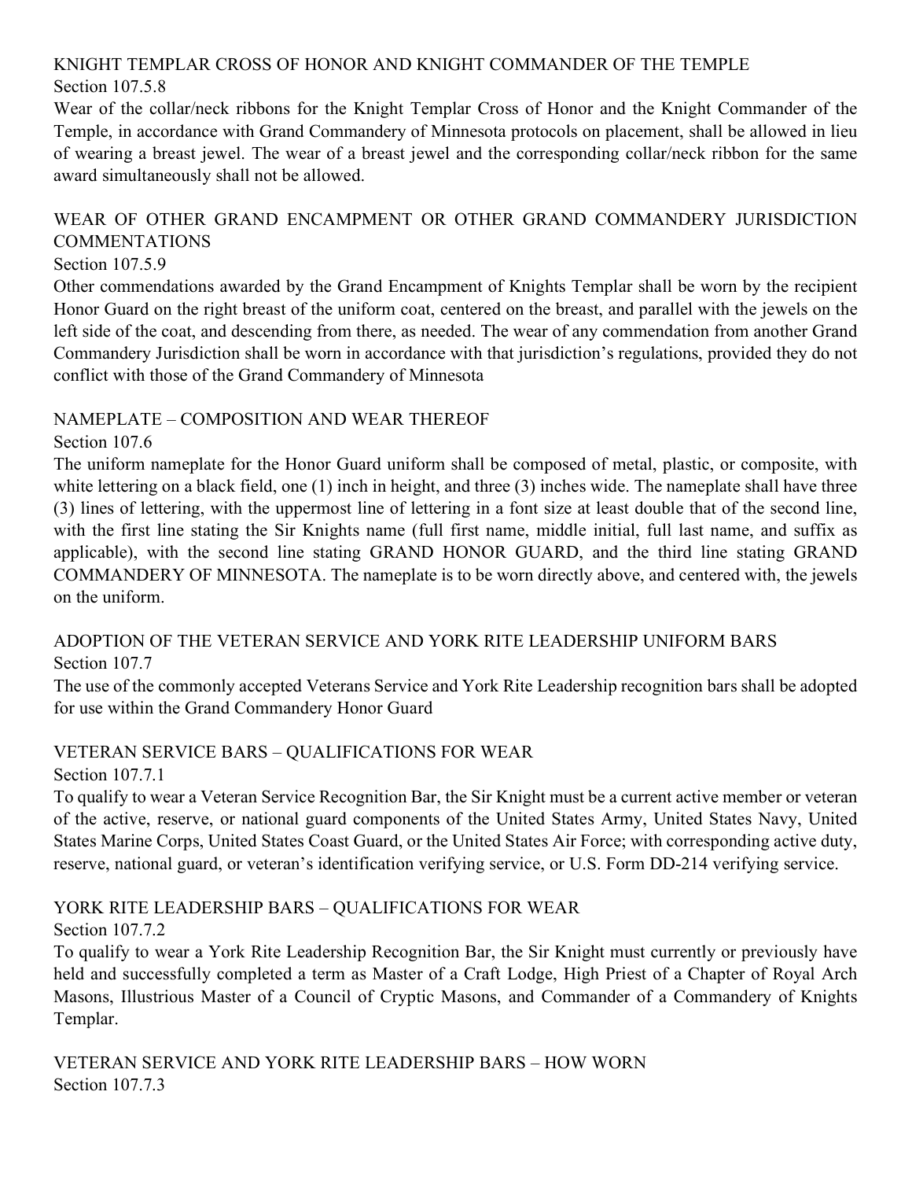KNIGHT TEMPLAR CROSS OF HONOR AND KNIGHT COMMANDER OF THE TEMPLE

Section 107.5.8

Wear of the collar/neck ribbons for the Knight Templar Cross of Honor and the Knight Commander of the Temple, in accordance with Grand Commandery of Minnesota protocols on placement, shall be allowed in lieu of wearing a breast jewel. The wear of a breast jewel and the corresponding collar/neck ribbon for the same award simultaneously shall not be allowed.

WEAR OF OTHER GRAND ENCAMPMENT OR OTHER GRAND COMMANDERY JURISDICTION COMMENTATIONS

Section 107.5.9

Other commendations awarded by the Grand Encampment of Knights Templar shall be worn by the recipient Honor Guard on the right breast of the uniform coat, centered on the breast, and parallel with the jewels on the left side of the coat, and descending from there, as needed. The wear of any commendation from another Grand Commandery Jurisdiction shall be worn in accordance with that jurisdiction's regulations, provided they do not conflict with those of the Grand Commandery of Minnesota

NAMEPLATE – COMPOSITION AND WEAR THEREOF

Section 107.6

The uniform nameplate for the Honor Guard uniform shall be composed of metal, plastic, or composite, with white lettering on a black field, one (1) inch in height, and three (3) inches wide. The nameplate shall have three (3) lines of lettering, with the uppermost line of lettering in a font size at least double that of the second line, with the first line stating the Sir Knights name (full first name, middle initial, full last name, and suffix as applicable), with the second line stating GRAND HONOR GUARD, and the third line stating GRAND COMMANDERY OF MINNESOTA. The nameplate is to be worn directly above, and centered with, the jewels on the uniform.

ADOPTION OF THE VETERAN SERVICE AND YORK RITE LEADERSHIP UNIFORM BARS

Section 107.7

The use of the commonly accepted Veterans Service and York Rite Leadership recognition bars shall be adopted for use within the Grand Commandery Honor Guard

VETERAN SERVICE BARS – QUALIFICATIONS FOR WEAR

Section 107.7.1

To qualify to wear a Veteran Service Recognition Bar, the Sir Knight must be a current active member or veteran of the active, reserve, or national guard components of the United States Army, United States Navy, United States Marine Corps, United States Coast Guard, or the United States Air Force; with corresponding active duty, reserve, national guard, or veteran's identification verifying service, or U.S. Form DD-214 verifying service.

YORK RITE LEADERSHIP BARS – QUALIFICATIONS FOR WEAR

Section 107.7.2

To qualify to wear a York Rite Leadership Recognition Bar, the Sir Knight must currently or previously have held and successfully completed a term as Master of a Craft Lodge, High Priest of a Chapter of Royal Arch Masons, Illustrious Master of a Council of Cryptic Masons, and Commander of a Commandery of Knights Templar.

VETERAN SERVICE AND YORK RITE LEADERSHIP BARS – HOW WORN

Section 107.7.3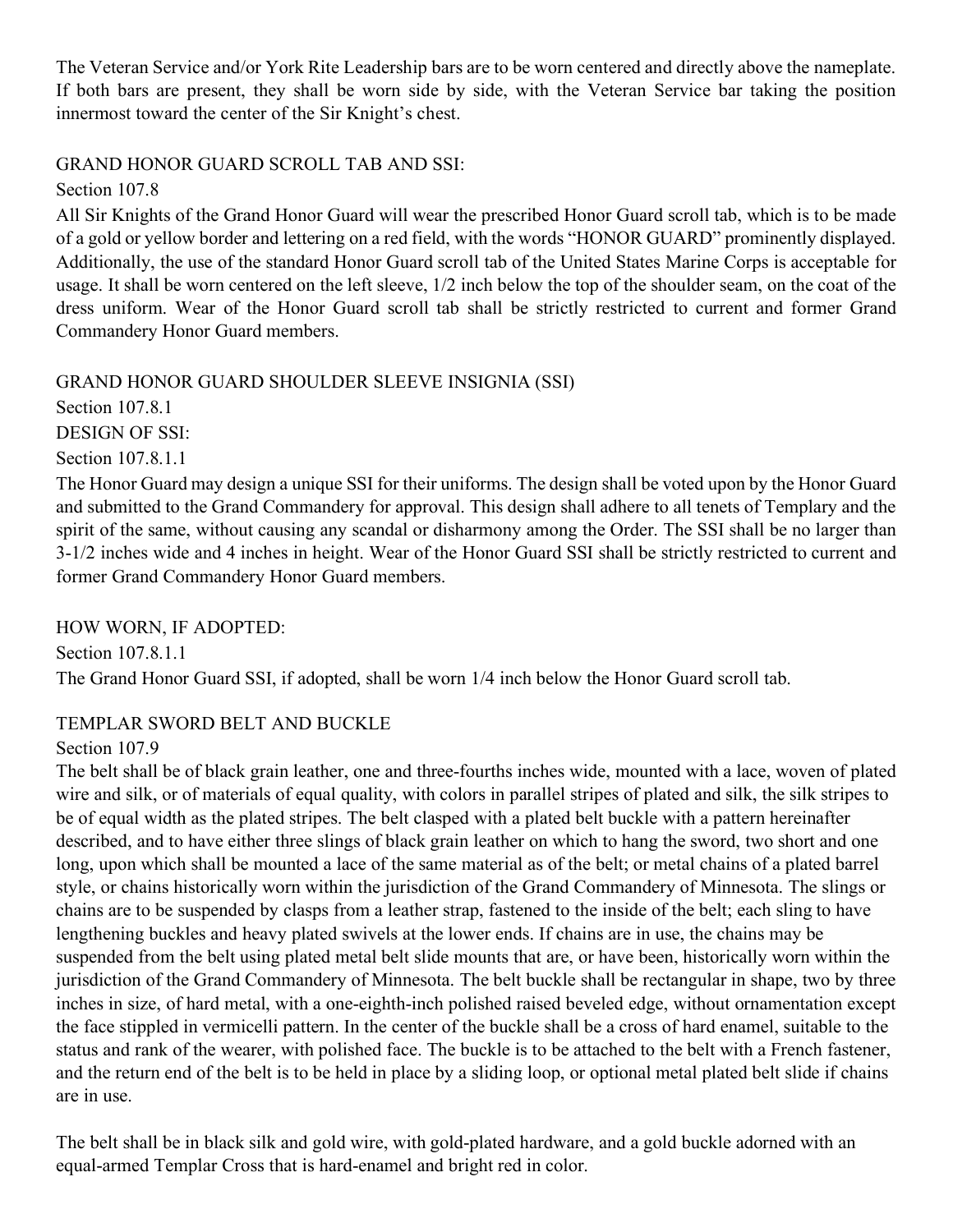The Veteran Service and/or York Rite Leadership bars are to be worn centered and directly above the nameplate. If both bars are present, they shall be worn side by side, with the Veteran Service bar taking the position innermost toward the center of the Sir Knight's chest.

GRAND HONOR GUARD SCROLL TAB AND SSI:

Section 107.8

All Sir Knights of the Grand Honor Guard will wear the prescribed Honor Guard scroll tab, which is to be made of a gold or yellow border and lettering on a red field, with the words "HONOR GUARD" prominently displayed. Additionally, the use of the standard Honor Guard scroll tab of the United States Marine Corps is acceptable for usage. It shall be worn centered on the left sleeve, 1/2 inch below the top of the shoulder seam, on the coat of the dress uniform. Wear of the Honor Guard scroll tab shall be strictly restricted to current and former Grand Commandery Honor Guard members.

GRAND HONOR GUARD SHOULDER SLEEVE INSIGNIA (SSI)

Section 107.8.1

DESIGN OF SSI:

Section 107.8.1.1

The Honor Guard may design a unique SSI for their uniforms. The design shall be voted upon by the Honor Guard and submitted to the Grand Commandery for approval. This design shall adhere to all tenets of Templary and the spirit of the same, without causing any scandal or disharmony among the Order. The SSI shall be no larger than 3-1/2 inches wide and 4 inches in height. Wear of the Honor Guard SSI shall be strictly restricted to current and former Grand Commandery Honor Guard members.

HOW WORN, IF ADOPTED:

Section 107.8.1.1

The Grand Honor Guard SSI, if adopted, shall be worn 1/4 inch below the Honor Guard scroll tab.

TEMPLAR SWORD BELT AND BUCKLE

Section 107.9

The belt shall be of black grain leather, one and three-fourths inches wide, mounted with a lace, woven of plated wire and silk, or of materials of equal quality, with colors in parallel stripes of plated and silk, the silk stripes to be of equal width as the plated stripes. The belt clasped with a plated belt buckle with a pattern hereinafter described, and to have either three slings of black grain leather on which to hang the sword, two short and one long, upon which shall be mounted a lace of the same material as of the belt; or metal chains of a plated barrel style, or chains historically worn within the jurisdiction of the Grand Commandery of Minnesota. The slings or chains are to be suspended by clasps from a leather strap, fastened to the inside of the belt; each sling to have lengthening buckles and heavy plated swivels at the lower ends. If chains are in use, the chains may be suspended from the belt using plated metal belt slide mounts that are, or have been, historically worn within the jurisdiction of the Grand Commandery of Minnesota. The belt buckle shall be rectangular in shape, two by three inches in size, of hard metal, with a one-eighth-inch polished raised beveled edge, without ornamentation except the face stippled in vermicelli pattern. In the center of the buckle shall be a cross of hard enamel, suitable to the status and rank of the wearer, with polished face. The buckle is to be attached to the belt with a French fastener, and the return end of the belt is to be held in place by a sliding loop, or optional metal plated belt slide if chains are in use.

The belt shall be in black silk and gold wire, with gold-plated hardware, and a gold buckle adorned with an equal-armed Templar Cross that is hard-enamel and bright red in color.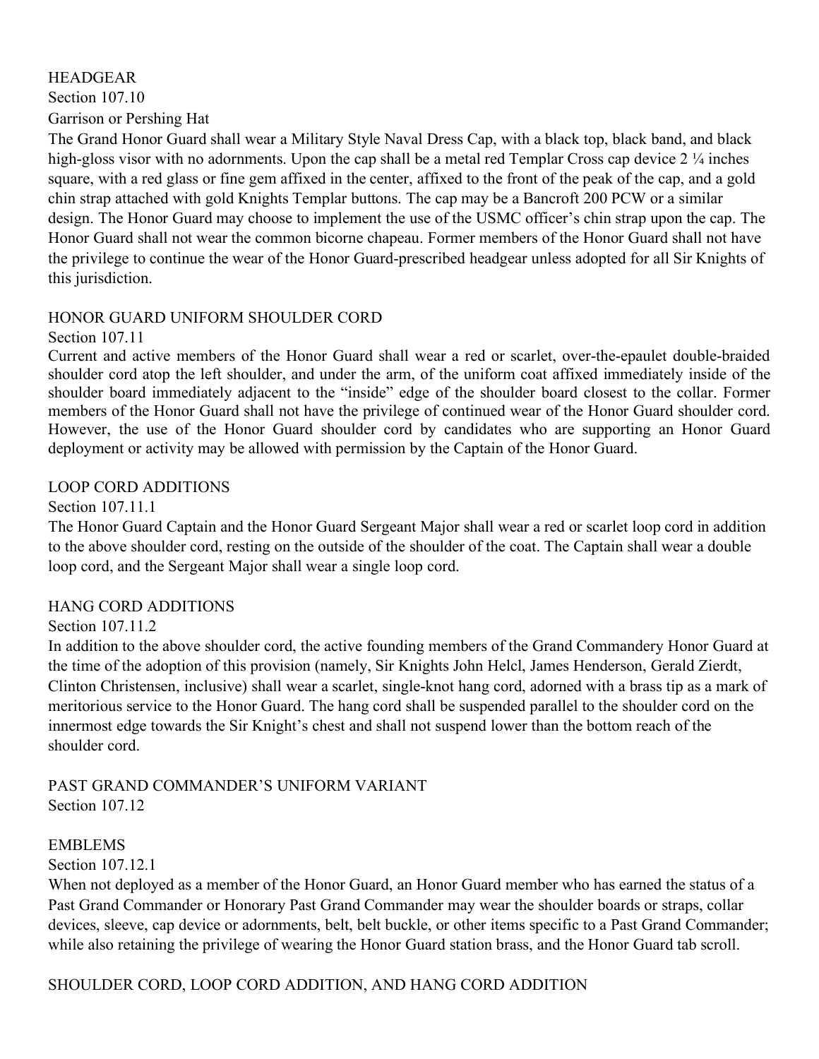### HEADGEAR

Section 107.10

Garrison or Pershing Hat

The Grand Honor Guard shall wear a Military Style Naval Dress Cap, with a black top, black band, and black high-gloss visor with no adornments. Upon the cap shall be a metal red Templar Cross cap device 2 ¼ inches square, with a red glass or fine gem affixed in the center, affixed to the front of the peak of the cap, and a gold chin strap attached with gold Knights Templar buttons. The cap may be a Bancroft 200 PCW or a similar design. The Honor Guard may choose to implement the use of the USMC officer's chin strap upon the cap. The Honor Guard shall not wear the common bicorne chapeau. Former members of the Honor Guard shall not have the privilege to continue the wear of the Honor Guard-prescribed headgear unless adopted for all Sir Knights of this jurisdiction.

### HONOR GUARD UNIFORM SHOULDER CORD

Section 107.11

Current and active members of the Honor Guard shall wear a red or scarlet, over-the-epaulet double-braided shoulder cord atop the left shoulder, and under the arm, of the uniform coat affixed immediately inside of the shoulder board immediately adjacent to the "inside" edge of the shoulder board closest to the collar. Former members of the Honor Guard shall not have the privilege of continued wear of the Honor Guard shoulder cord. However, the use of the Honor Guard shoulder cord by candidates who are supporting an Honor Guard deployment or activity may be allowed with permission by the Captain of the Honor Guard.

### LOOP CORD ADDITIONS

Section 107.11.1

The Honor Guard Captain and the Honor Guard Sergeant Major shall wear a red or scarlet loop cord in addition to the above shoulder cord, resting on the outside of the shoulder of the coat. The Captain shall wear a double loop cord, and the Sergeant Major shall wear a single loop cord.

### HANG CORD ADDITIONS

Section 107.11.2

In addition to the above shoulder cord, the active founding members of the Grand Commandery Honor Guard at the time of the adoption of this provision (namely, Sir Knights John Helcl, James Henderson, Gerald Zierdt, Clinton Christensen, inclusive) shall wear a scarlet, single-knot hang cord, adorned with a brass tip as a mark of meritorious service to the Honor Guard. The hang cord shall be suspended parallel to the shoulder cord on the innermost edge towards the Sir Knight's chest and shall not suspend lower than the bottom reach of the shoulder cord.

### PAST GRAND COMMANDER'S UNIFORM VARIANT

Section 107.12

### EMBLEMS

Section 107.12.1

When not deployed as a member of the Honor Guard, an Honor Guard member who has earned the status of a Past Grand Commander or Honorary Past Grand Commander may wear the shoulder boards or straps, collar devices, sleeve, cap device or adornments, belt, belt buckle, or other items specific to a Past Grand Commander; while also retaining the privilege of wearing the Honor Guard station brass, and the Honor Guard tab scroll.

### SHOULDER CORD, LOOP CORD ADDITION, AND HANG CORD ADDITION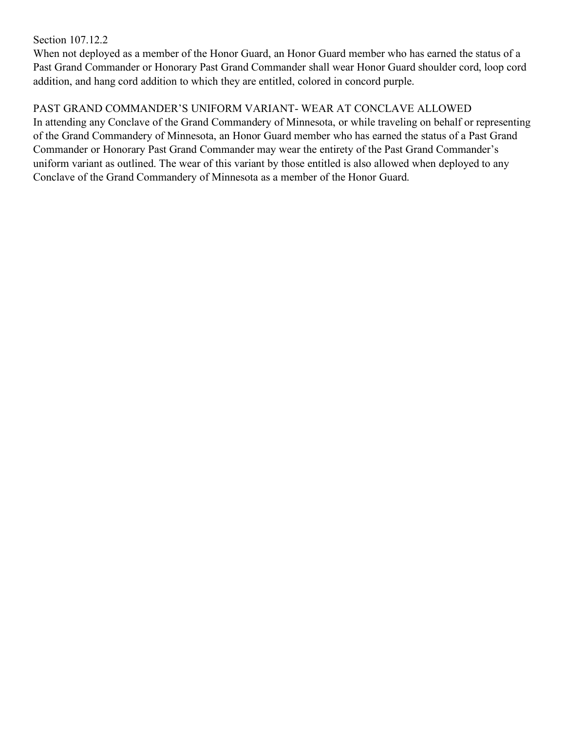Section 107.12.2

When not deployed as a member of the Honor Guard, an Honor Guard member who has earned the status of a Past Grand Commander or Honorary Past Grand Commander shall wear Honor Guard shoulder cord, loop cord addition, and hang cord addition to which they are entitled, colored in concord purple.

PAST GRAND COMMANDER’S UNIFORM VARIANT- WEAR AT CONCLAVE ALLOWED

In attending any Conclave of the Grand Commandery of Minnesota, or while traveling on behalf or representing of the Grand Commandery of Minnesota, an Honor Guard member who has earned the status of a Past Grand Commander or Honorary Past Grand Commander may wear the entirety of the Past Grand Commander’s uniform variant as outlined. The wear of this variant by those entitled is also allowed when deployed to any Conclave of the Grand Commandery of Minnesota as a member of the Honor Guard.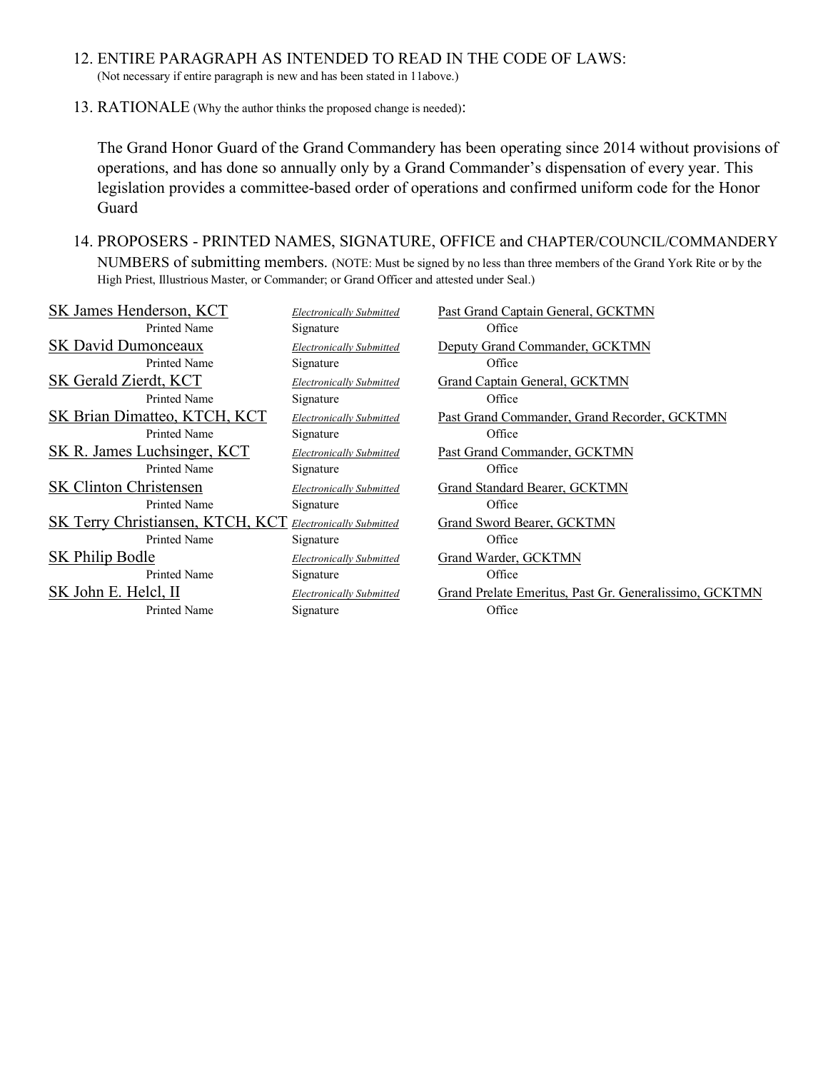12. ENTIRE PARAGRAPH AS INTENDED TO READ IN THE CODE OF LAWS:
(Not necessary if entire paragraph is new and has been stated in 11above.)

13. RATIONALE (Why the author thinks the proposed change is needed):

The Grand Honor Guard of the Grand Commandery has been operating since 2014 without provisions of operations, and has done so annually only by a Grand Commander's dispensation of every year. This legislation provides a committee-based order of operations and confirmed uniform code for the Honor Guard

14. PROPOSERS - PRINTED NAMES, SIGNATURE, OFFICE and CHAPTER/COUNCIL/COMMANDERY NUMBERS of submitting members. (NOTE: Must be signed by no less than three members of the Grand York Rite or by the High Priest, Illustrious Master, or Commander; or Grand Officer and attested under Seal.)

| Printed Name | Signature | Office |
|---|---|---|
| SK James Henderson, KCT | *Electronically Submitted* | Past Grand Captain General, GCKTMN |
| SK David Dumonceaux | *Electronically Submitted* | Deputy Grand Commander, GCKTMN |
| SK Gerald Zierdt, KCT | *Electronically Submitted* | Grand Captain General, GCKTMN |
| SK Brian Dimatteo, KTCH, KCT | *Electronically Submitted* | Past Grand Commander, Grand Recorder, GCKTMN |
| SK R. James Luchsinger, KCT | *Electronically Submitted* | Past Grand Commander, GCKTMN |
| SK Clinton Christensen | *Electronically Submitted* | Grand Standard Bearer, GCKTMN |
| SK Terry Christiansen, KTCH, KCT | *Electronically Submitted* | Grand Sword Bearer, GCKTMN |
| SK Philip Bodle | *Electronically Submitted* | Grand Warder, GCKTMN |
| SK John E. Helcl, II | *Electronically Submitted* | Grand Prelate Emeritus, Past Gr. Generalissimo, GCKTMN |